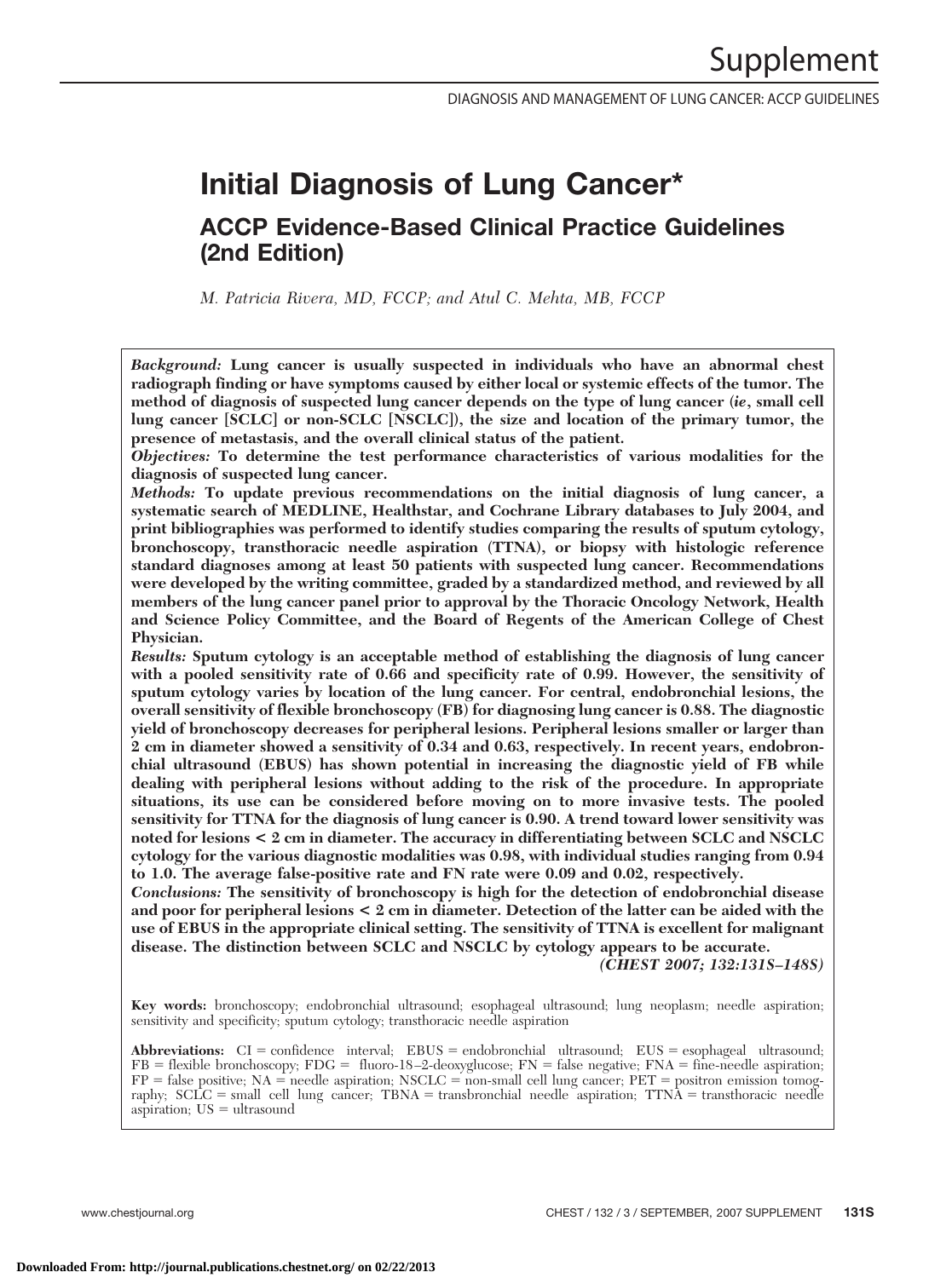# Initial Diagnosis of Lung Cancer*

## ACCP Evidence-Based Clinical Practice Guidelines (2nd Edition)

*M. Patricia Rivera, MD, FCCP; and Atul C. Mehta, MB, FCCP*

***Background:*** **Lung cancer is usually suspected in individuals who have an abnormal chest radiograph finding or have symptoms caused by either local or systemic effects of the tumor. The method of diagnosis of suspected lung cancer depends on the type of lung cancer (*ie*, small cell lung cancer [SCLC] or non-SCLC [NSCLC]), the size and location of the primary tumor, the presence of metastasis, and the overall clinical status of the patient.**

***Objectives:*** **To determine the test performance characteristics of various modalities for the diagnosis of suspected lung cancer.**

***Methods:*** **To update previous recommendations on the initial diagnosis of lung cancer, a systematic search of MEDLINE, Healthstar, and Cochrane Library databases to July 2004, and print bibliographies was performed to identify studies comparing the results of sputum cytology, bronchoscopy, transthoracic needle aspiration (TTNA), or biopsy with histologic reference standard diagnoses among at least 50 patients with suspected lung cancer. Recommendations were developed by the writing committee, graded by a standardized method, and reviewed by all members of the lung cancer panel prior to approval by the Thoracic Oncology Network, Health and Science Policy Committee, and the Board of Regents of the American College of Chest Physician.**

***Results:*** **Sputum cytology is an acceptable method of establishing the diagnosis of lung cancer with a pooled sensitivity rate of 0.66 and specificity rate of 0.99. However, the sensitivity of sputum cytology varies by location of the lung cancer. For central, endobronchial lesions, the overall sensitivity of flexible bronchoscopy (FB) for diagnosing lung cancer is 0.88. The diagnostic yield of bronchoscopy decreases for peripheral lesions. Peripheral lesions smaller or larger than 2 cm in diameter showed a sensitivity of 0.34 and 0.63, respectively. In recent years, endobronchial ultrasound (EBUS) has shown potential in increasing the diagnostic yield of FB while dealing with peripheral lesions without adding to the risk of the procedure. In appropriate situations, its use can be considered before moving on to more invasive tests. The pooled sensitivity for TTNA for the diagnosis of lung cancer is 0.90. A trend toward lower sensitivity was noted for lesions < 2 cm in diameter. The accuracy in differentiating between SCLC and NSCLC cytology for the various diagnostic modalities was 0.98, with individual studies ranging from 0.94 to 1.0. The average false-positive rate and FN rate were 0.09 and 0.02, respectively.**

***Conclusions:*** **The sensitivity of bronchoscopy is high for the detection of endobronchial disease and poor for peripheral lesions < 2 cm in diameter. Detection of the latter can be aided with the use of EBUS in the appropriate clinical setting. The sensitivity of TTNA is excellent for malignant disease. The distinction between SCLC and NSCLC by cytology appears to be accurate.**

***(CHEST 2007; 132:131S–148S)***

**Key words:** bronchoscopy; endobronchial ultrasound; esophageal ultrasound; lung neoplasm; needle aspiration; sensitivity and specificity; sputum cytology; transthoracic needle aspiration

**Abbreviations:** CI = confidence interval; EBUS = endobronchial ultrasound; EUS = esophageal ultrasound; FB = flexible bronchoscopy; FDG = fluoro-18–2-deoxyglucose; FN = false negative; FNA = fine-needle aspiration; FP = false positive; NA = needle aspiration; NSCLC = non-small cell lung cancer; PET = positron emission tomography; SCLC = small cell lung cancer; TBNA = transbronchial needle aspiration; TTNA = transthoracic needle aspiration; US = ultrasound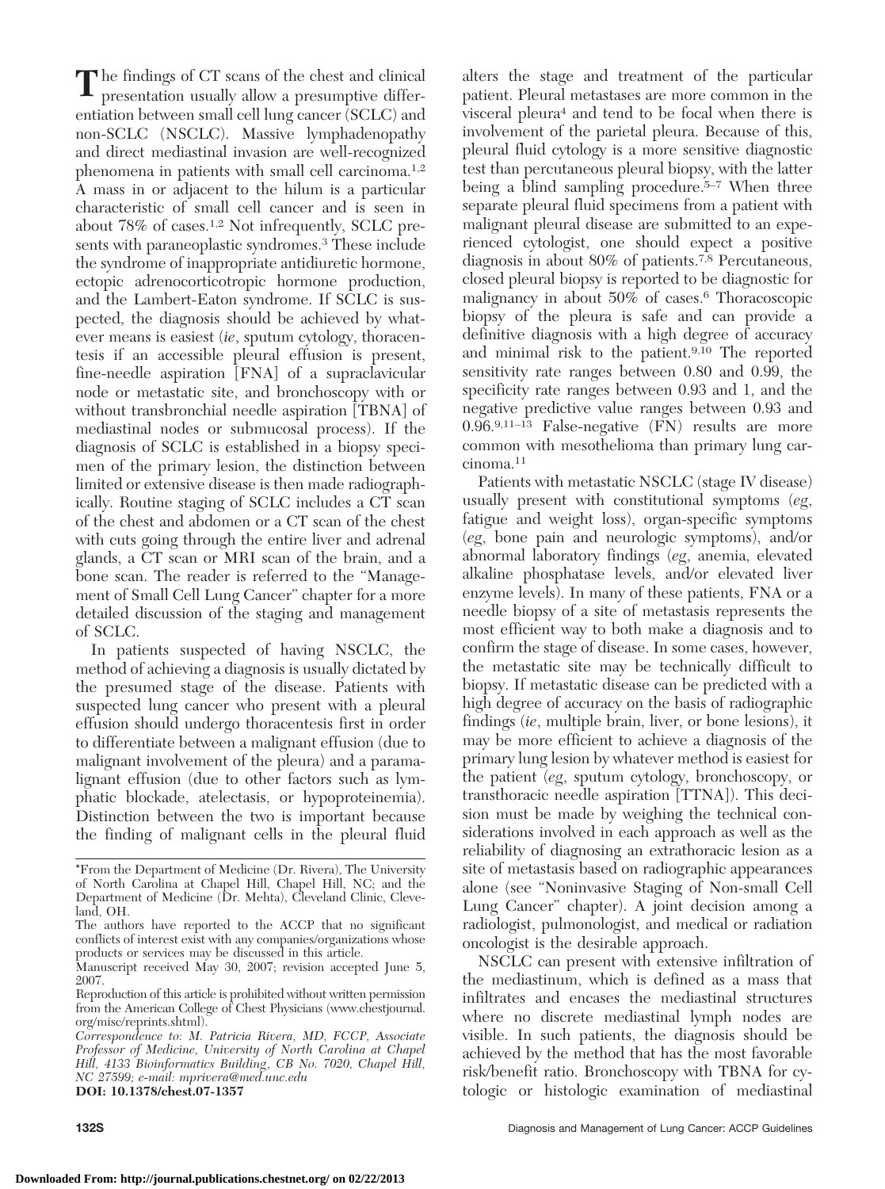The findings of CT scans of the chest and clinical presentation usually allow a presumptive differentiation between small cell lung cancer (SCLC) and non-SCLC (NSCLC). Massive lymphadenopathy and direct mediastinal invasion are well-recognized phenomena in patients with small cell carcinoma.[1,2] A mass in or adjacent to the hilum is a particular characteristic of small cell cancer and is seen in about 78% of cases.[1,2] Not infrequently, SCLC presents with paraneoplastic syndromes.[3] These include the syndrome of inappropriate antidiuretic hormone, ectopic adrenocorticotropic hormone production, and the Lambert-Eaton syndrome. If SCLC is suspected, the diagnosis should be achieved by whatever means is easiest (*ie*, sputum cytology, thoracentesis if an accessible pleural effusion is present, fine-needle aspiration [FNA] of a supraclavicular node or metastatic site, and bronchoscopy with or without transbronchial needle aspiration [TBNA] of mediastinal nodes or submucosal process). If the diagnosis of SCLC is established in a biopsy specimen of the primary lesion, the distinction between limited or extensive disease is then made radiographically. Routine staging of SCLC includes a CT scan of the chest and abdomen or a CT scan of the chest with cuts going through the entire liver and adrenal glands, a CT scan or MRI scan of the brain, and a bone scan. The reader is referred to the "Management of Small Cell Lung Cancer" chapter for a more detailed discussion of the staging and management of SCLC.

In patients suspected of having NSCLC, the method of achieving a diagnosis is usually dictated by the presumed stage of the disease. Patients with suspected lung cancer who present with a pleural effusion should undergo thoracentesis first in order to differentiate between a malignant effusion (due to malignant involvement of the pleura) and a paramalignant effusion (due to other factors such as lymphatic blockade, atelectasis, or hypoproteinemia). Distinction between the two is important because the finding of malignant cells in the pleural fluid alters the stage and treatment of the particular patient. Pleural metastases are more common in the visceral pleura[4] and tend to be focal when there is involvement of the parietal pleura. Because of this, pleural fluid cytology is a more sensitive diagnostic test than percutaneous pleural biopsy, with the latter being a blind sampling procedure.[5–7] When three separate pleural fluid specimens from a patient with malignant pleural disease are submitted to an experienced cytologist, one should expect a positive diagnosis in about 80% of patients.[7,8] Percutaneous, closed pleural biopsy is reported to be diagnostic for malignancy in about 50% of cases.[6] Thoracoscopic biopsy of the pleura is safe and can provide a definitive diagnosis with a high degree of accuracy and minimal risk to the patient.[9,10] The reported sensitivity rate ranges between 0.80 and 0.99, the specificity rate ranges between 0.93 and 1, and the negative predictive value ranges between 0.93 and 0.96.[9,11–13] False-negative (FN) results are more common with mesothelioma than primary lung carcinoma.[11]

Patients with metastatic NSCLC (stage IV disease) usually present with constitutional symptoms (*eg*, fatigue and weight loss), organ-specific symptoms (*eg*, bone pain and neurologic symptoms), and/or abnormal laboratory findings (*eg*, anemia, elevated alkaline phosphatase levels, and/or elevated liver enzyme levels). In many of these patients, FNA or a needle biopsy of a site of metastasis represents the most efficient way to both make a diagnosis and to confirm the stage of disease. In some cases, however, the metastatic site may be technically difficult to biopsy. If metastatic disease can be predicted with a high degree of accuracy on the basis of radiographic findings (*ie*, multiple brain, liver, or bone lesions), it may be more efficient to achieve a diagnosis of the primary lung lesion by whatever method is easiest for the patient (*eg*, sputum cytology, bronchoscopy, or transthoracic needle aspiration [TTNA]). This decision must be made by weighing the technical considerations involved in each approach as well as the reliability of diagnosing an extrathoracic lesion as a site of metastasis based on radiographic appearances alone (see "Noninvasive Staging of Non-small Cell Lung Cancer" chapter). A joint decision among a radiologist, pulmonologist, and medical or radiation oncologist is the desirable approach.

NSCLC can present with extensive infiltration of the mediastinum, which is defined as a mass that infiltrates and encases the mediastinal structures where no discrete mediastinal lymph nodes are visible. In such patients, the diagnosis should be achieved by the method that has the most favorable risk/benefit ratio. Bronchoscopy with TBNA for cytologic or histologic examination of mediastinal

*From the Department of Medicine (Dr. Rivera), The University of North Carolina at Chapel Hill, Chapel Hill, NC; and the Department of Medicine (Dr. Mehta), Cleveland Clinic, Cleveland, OH.

The authors have reported to the ACCP that no significant conflicts of interest exist with any companies/organizations whose products or services may be discussed in this article.

Manuscript received May 30, 2007; revision accepted June 5, 2007.

Reproduction of this article is prohibited without written permission from the American College of Chest Physicians (www.chestjournal.org/misc/reprints.shtml).

*Correspondence to: M. Patricia Rivera, MD, FCCP, Associate Professor of Medicine, University of North Carolina at Chapel Hill, 4133 Bioinformatics Building, CB No. 7020, Chapel Hill, NC 27599; e-mail: mprivera@med.unc.edu*

**DOI: 10.1378/chest.07-1357**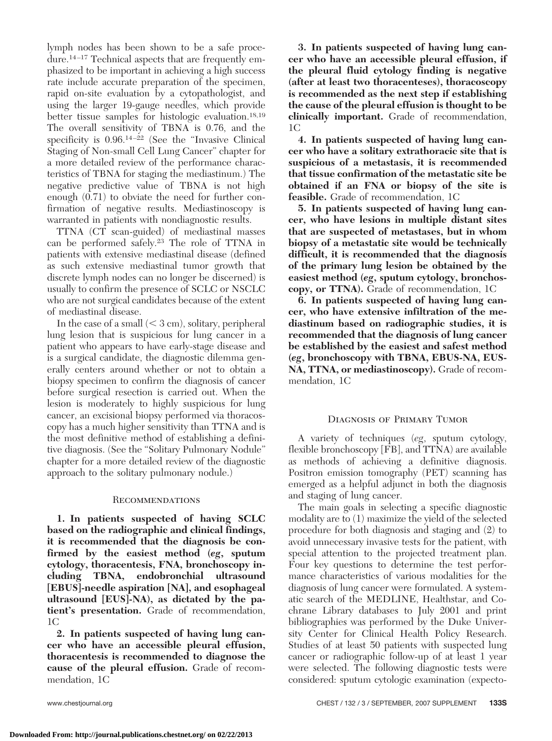lymph nodes has been shown to be a safe procedure.[14–17] Technical aspects that are frequently emphasized to be important in achieving a high success rate include accurate preparation of the specimen, rapid on-site evaluation by a cytopathologist, and using the larger 19-gauge needles, which provide better tissue samples for histologic evaluation.[18,19] The overall sensitivity of TBNA is 0.76, and the specificity is 0.96.[14–22] (See the "Invasive Clinical Staging of Non-small Cell Lung Cancer" chapter for a more detailed review of the performance characteristics of TBNA for staging the mediastinum.) The negative predictive value of TBNA is not high enough (0.71) to obviate the need for further confirmation of negative results. Mediastinoscopy is warranted in patients with nondiagnostic results.

TTNA (CT scan-guided) of mediastinal masses can be performed safely.[23] The role of TTNA in patients with extensive mediastinal disease (defined as such extensive mediastinal tumor growth that discrete lymph nodes can no longer be discerned) is usually to confirm the presence of SCLC or NSCLC who are not surgical candidates because of the extent of mediastinal disease.

In the case of a small (< 3 cm), solitary, peripheral lung lesion that is suspicious for lung cancer in a patient who appears to have early-stage disease and is a surgical candidate, the diagnostic dilemma generally centers around whether or not to obtain a biopsy specimen to confirm the diagnosis of cancer before surgical resection is carried out. When the lesion is moderately to highly suspicious for lung cancer, an excisional biopsy performed via thoracoscopy has a much higher sensitivity than TTNA and is the most definitive method of establishing a definitive diagnosis. (See the "Solitary Pulmonary Nodule" chapter for a more detailed review of the diagnostic approach to the solitary pulmonary nodule.)

### Recommendations

**1. In patients suspected of having SCLC based on the radiographic and clinical findings, it is recommended that the diagnosis be confirmed by the easiest method (*eg*, sputum cytology, thoracentesis, FNA, bronchoscopy including TBNA, endobronchial ultrasound [EBUS]-needle aspiration [NA], and esophageal ultrasound [EUS]-NA), as dictated by the patient's presentation.** Grade of recommendation, 1C

**2. In patients suspected of having lung cancer who have an accessible pleural effusion, thoracentesis is recommended to diagnose the cause of the pleural effusion.** Grade of recommendation, 1C

**3. In patients suspected of having lung cancer who have an accessible pleural effusion, if the pleural fluid cytology finding is negative (after at least two thoracenteses), thoracoscopy is recommended as the next step if establishing the cause of the pleural effusion is thought to be clinically important.** Grade of recommendation, 1C

**4. In patients suspected of having lung cancer who have a solitary extrathoracic site that is suspicious of a metastasis, it is recommended that tissue confirmation of the metastatic site be obtained if an FNA or biopsy of the site is feasible.** Grade of recommendation, 1C

**5. In patients suspected of having lung cancer, who have lesions in multiple distant sites that are suspected of metastases, but in whom biopsy of a metastatic site would be technically difficult, it is recommended that the diagnosis of the primary lung lesion be obtained by the easiest method (*eg*, sputum cytology, bronchoscopy, or TTNA).** Grade of recommendation, 1C

**6. In patients suspected of having lung cancer, who have extensive infiltration of the mediastinum based on radiographic studies, it is recommended that the diagnosis of lung cancer be established by the easiest and safest method (*eg*, bronchoscopy with TBNA, EBUS-NA, EUS-NA, TTNA, or mediastinoscopy).** Grade of recommendation, 1C

## Diagnosis of Primary Tumor

A variety of techniques (*eg*, sputum cytology, flexible bronchoscopy [FB], and TTNA) are available as methods of achieving a definitive diagnosis. Positron emission tomography (PET) scanning has emerged as a helpful adjunct in both the diagnosis and staging of lung cancer.

The main goals in selecting a specific diagnostic modality are to (1) maximize the yield of the selected procedure for both diagnosis and staging and (2) to avoid unnecessary invasive tests for the patient, with special attention to the projected treatment plan. Four key questions to determine the test performance characteristics of various modalities for the diagnosis of lung cancer were formulated. A systematic search of the MEDLINE, Healthstar, and Cochrane Library databases to July 2001 and print bibliographies was performed by the Duke University Center for Clinical Health Policy Research. Studies of at least 50 patients with suspected lung cancer or radiographic follow-up of at least 1 year were selected. The following diagnostic tests were considered: sputum cytologic examination (expecto-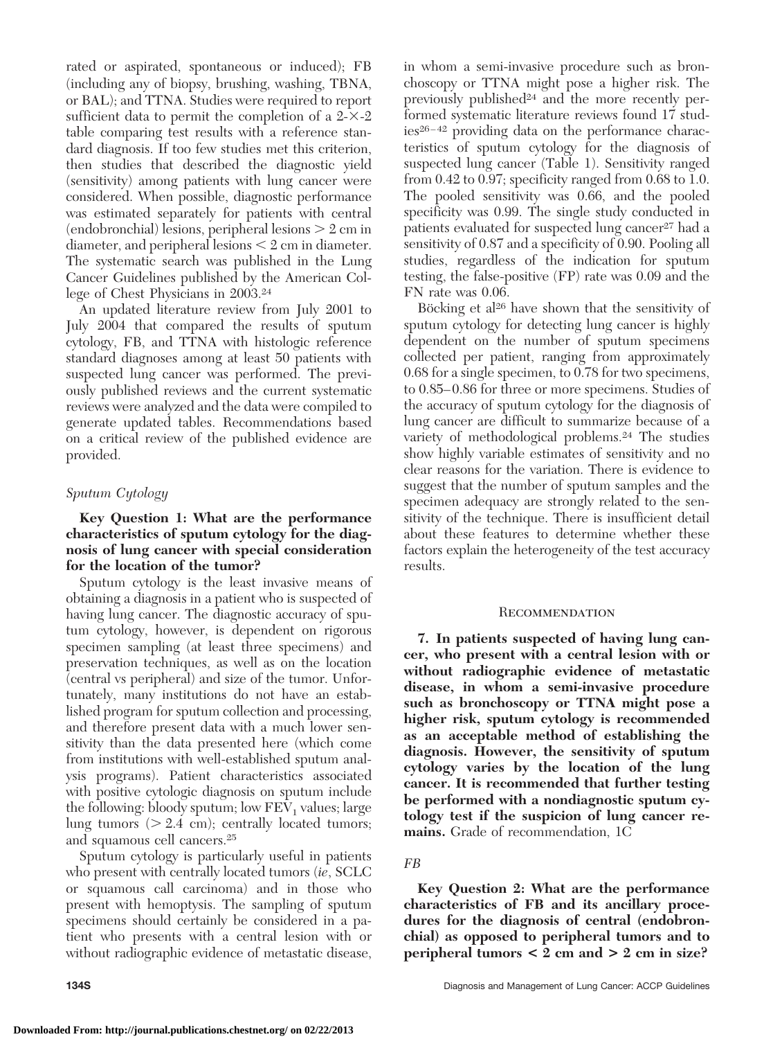rated or aspirated, spontaneous or induced); FB (including any of biopsy, brushing, washing, TBNA, or BAL); and TTNA. Studies were required to report sufficient data to permit the completion of a 2-×-2 table comparing test results with a reference standard diagnosis. If too few studies met this criterion, then studies that described the diagnostic yield (sensitivity) among patients with lung cancer were considered. When possible, diagnostic performance was estimated separately for patients with central (endobronchial) lesions, peripheral lesions > 2 cm in diameter, and peripheral lesions < 2 cm in diameter. The systematic search was published in the Lung Cancer Guidelines published by the American College of Chest Physicians in 2003.[24]

An updated literature review from July 2001 to July 2004 that compared the results of sputum cytology, FB, and TTNA with histologic reference standard diagnoses among at least 50 patients with suspected lung cancer was performed. The previously published reviews and the current systematic reviews were analyzed and the data were compiled to generate updated tables. Recommendations based on a critical review of the published evidence are provided.

### *Sputum Cytology*

**Key Question 1: What are the performance characteristics of sputum cytology for the diagnosis of lung cancer with special consideration for the location of the tumor?**

Sputum cytology is the least invasive means of obtaining a diagnosis in a patient who is suspected of having lung cancer. The diagnostic accuracy of sputum cytology, however, is dependent on rigorous specimen sampling (at least three specimens) and preservation techniques, as well as on the location (central vs peripheral) and size of the tumor. Unfortunately, many institutions do not have an established program for sputum collection and processing, and therefore present data with a much lower sensitivity than the data presented here (which come from institutions with well-established sputum analysis programs). Patient characteristics associated with positive cytologic diagnosis on sputum include the following: bloody sputum; low $FEV_1$ values; large lung tumors (> 2.4 cm); centrally located tumors; and squamous cell cancers.[25]

Sputum cytology is particularly useful in patients who present with centrally located tumors (*ie*, SCLC or squamous call carcinoma) and in those who present with hemoptysis. The sampling of sputum specimens should certainly be considered in a patient who presents with a central lesion with or without radiographic evidence of metastatic disease, in whom a semi-invasive procedure such as bronchoscopy or TTNA might pose a higher risk. The previously published[24] and the more recently performed systematic literature reviews found 17 studies[26–42] providing data on the performance characteristics of sputum cytology for the diagnosis of suspected lung cancer (Table 1). Sensitivity ranged from 0.42 to 0.97; specificity ranged from 0.68 to 1.0. The pooled sensitivity was 0.66, and the pooled specificity was 0.99. The single study conducted in patients evaluated for suspected lung cancer[27] had a sensitivity of 0.87 and a specificity of 0.90. Pooling all studies, regardless of the indication for sputum testing, the false-positive (FP) rate was 0.09 and the FN rate was 0.06.

Böcking et al[26] have shown that the sensitivity of sputum cytology for detecting lung cancer is highly dependent on the number of sputum specimens collected per patient, ranging from approximately 0.68 for a single specimen, to 0.78 for two specimens, to 0.85–0.86 for three or more specimens. Studies of the accuracy of sputum cytology for the diagnosis of lung cancer are difficult to summarize because of a variety of methodological problems.[24] The studies show highly variable estimates of sensitivity and no clear reasons for the variation. There is evidence to suggest that the number of sputum samples and the specimen adequacy are strongly related to the sensitivity of the technique. There is insufficient detail about these features to determine whether these factors explain the heterogeneity of the test accuracy results.

#### Recommendation

**7. In patients suspected of having lung cancer, who present with a central lesion with or without radiographic evidence of metastatic disease, in whom a semi-invasive procedure such as bronchoscopy or TTNA might pose a higher risk, sputum cytology is recommended as an acceptable method of establishing the diagnosis. However, the sensitivity of sputum cytology varies by the location of the lung cancer. It is recommended that further testing be performed with a nondiagnostic sputum cytology test if the suspicion of lung cancer remains.** Grade of recommendation, 1C

### *FB*

**Key Question 2: What are the performance characteristics of FB and its ancillary procedures for the diagnosis of central (endobronchial) as opposed to peripheral tumors and to peripheral tumors < 2 cm and > 2 cm in size?**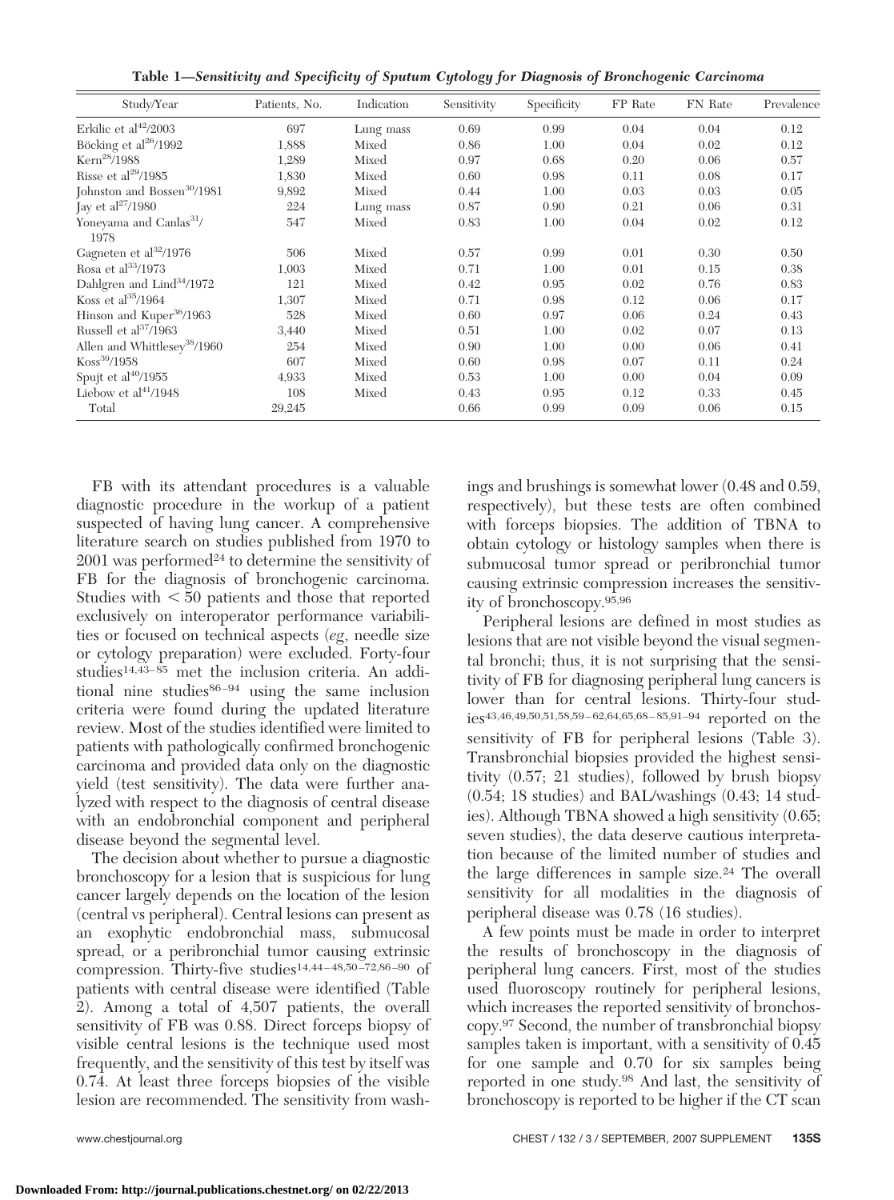**Table 1—Sensitivity and Specificity of Sputum Cytology for Diagnosis of Bronchogenic Carcinoma**

| Study/Year | Patients, No. | Indication | Sensitivity | Specificity | FP Rate | FN Rate | Prevalence |
|---|---|---|---|---|---|---|---|
| Erkilic et al[42]/2003 | 697 | Lung mass | 0.69 | 0.99 | 0.04 | 0.04 | 0.12 |
| Böcking et al[26]/1992 | 1,888 | Mixed | 0.86 | 1.00 | 0.04 | 0.02 | 0.12 |
| Kern[28]/1988 | 1,289 | Mixed | 0.97 | 0.68 | 0.20 | 0.06 | 0.57 |
| Risse et al[29]/1985 | 1,830 | Mixed | 0.60 | 0.98 | 0.11 | 0.08 | 0.17 |
| Johnston and Bossen[30]/1981 | 9,892 | Mixed | 0.44 | 1.00 | 0.03 | 0.03 | 0.05 |
| Jay et al[27]/1980 | 224 | Lung mass | 0.87 | 0.90 | 0.21 | 0.06 | 0.31 |
| Yoneyama and Canlas[31]/1978 | 547 | Mixed | 0.83 | 1.00 | 0.04 | 0.02 | 0.12 |
| Gagneten et al[32]/1976 | 506 | Mixed | 0.57 | 0.99 | 0.01 | 0.30 | 0.50 |
| Rosa et al[33]/1973 | 1,003 | Mixed | 0.71 | 1.00 | 0.01 | 0.15 | 0.38 |
| Dahlgren and Lind[34]/1972 | 121 | Mixed | 0.42 | 0.95 | 0.02 | 0.76 | 0.83 |
| Koss et al[35]/1964 | 1,307 | Mixed | 0.71 | 0.98 | 0.12 | 0.06 | 0.17 |
| Hinson and Kuper[36]/1963 | 528 | Mixed | 0.60 | 0.97 | 0.06 | 0.24 | 0.43 |
| Russell et al[37]/1963 | 3,440 | Mixed | 0.51 | 1.00 | 0.02 | 0.07 | 0.13 |
| Allen and Whittlesey[38]/1960 | 254 | Mixed | 0.90 | 1.00 | 0.00 | 0.06 | 0.41 |
| Koss[39]/1958 | 607 | Mixed | 0.60 | 0.98 | 0.07 | 0.11 | 0.24 |
| Spujt et al[40]/1955 | 4,933 | Mixed | 0.53 | 1.00 | 0.00 | 0.04 | 0.09 |
| Liebow et al[41]/1948 | 108 | Mixed | 0.43 | 0.95 | 0.12 | 0.33 | 0.45 |
| Total | 29,245 | | 0.66 | 0.99 | 0.09 | 0.06 | 0.15 |

FB with its attendant procedures is a valuable diagnostic procedure in the workup of a patient suspected of having lung cancer. A comprehensive literature search on studies published from 1970 to 2001 was performed[24] to determine the sensitivity of FB for the diagnosis of bronchogenic carcinoma. Studies with < 50 patients and those that reported exclusively on interoperator performance variabilities or focused on technical aspects (*eg*, needle size or cytology preparation) were excluded. Forty-four studies[14,43–85] met the inclusion criteria. An additional nine studies[86–94] using the same inclusion criteria were found during the updated literature review. Most of the studies identified were limited to patients with pathologically confirmed bronchogenic carcinoma and provided data only on the diagnostic yield (test sensitivity). The data were further analyzed with respect to the diagnosis of central disease with an endobronchial component and peripheral disease beyond the segmental level.

The decision about whether to pursue a diagnostic bronchoscopy for a lesion that is suspicious for lung cancer largely depends on the location of the lesion (central vs peripheral). Central lesions can present as an exophytic endobronchial mass, submucosal spread, or a peribronchial tumor causing extrinsic compression. Thirty-five studies[14,44–48,50–72,86–90] of patients with central disease were identified (Table 2). Among a total of 4,507 patients, the overall sensitivity of FB was 0.88. Direct forceps biopsy of visible central lesions is the technique used most frequently, and the sensitivity of this test by itself was 0.74. At least three forceps biopsies of the visible lesion are recommended. The sensitivity from washings and brushings is somewhat lower (0.48 and 0.59, respectively), but these tests are often combined with forceps biopsies. The addition of TBNA to obtain cytology or histology samples when there is submucosal tumor spread or peribronchial tumor causing extrinsic compression increases the sensitivity of bronchoscopy.[95,96]

Peripheral lesions are defined in most studies as lesions that are not visible beyond the visual segmental bronchi; thus, it is not surprising that the sensitivity of FB for diagnosing peripheral lung cancers is lower than for central lesions. Thirty-four studies[43,46,49,50,51,58,59–62,64,65,68–85,91–94] reported on the sensitivity of FB for peripheral lesions (Table 3). Transbronchial biopsies provided the highest sensitivity (0.57; 21 studies), followed by brush biopsy (0.54; 18 studies) and BAL/washings (0.43; 14 studies). Although TBNA showed a high sensitivity (0.65; seven studies), the data deserve cautious interpretation because of the limited number of studies and the large differences in sample size.[24] The overall sensitivity for all modalities in the diagnosis of peripheral disease was 0.78 (16 studies).

A few points must be made in order to interpret the results of bronchoscopy in the diagnosis of peripheral lung cancers. First, most of the studies used fluoroscopy routinely for peripheral lesions, which increases the reported sensitivity of bronchoscopy.[97] Second, the number of transbronchial biopsy samples taken is important, with a sensitivity of 0.45 for one sample and 0.70 for six samples being reported in one study.[98] And last, the sensitivity of bronchoscopy is reported to be higher if the CT scan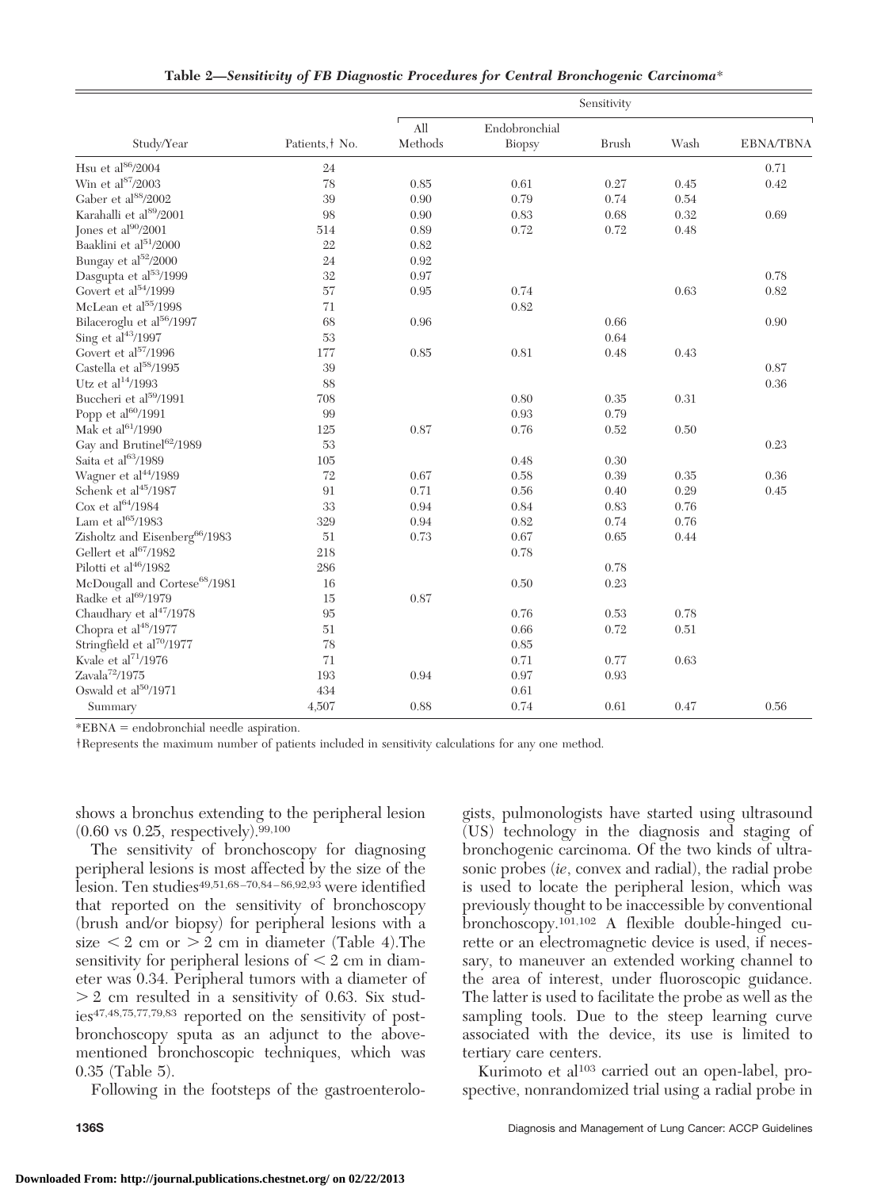**Table 2—*Sensitivity of FB Diagnostic Procedures for Central Bronchogenic Carcinoma****

| Study/Year | Patients,† No. | Sensitivity | | | | |
|---|---|---|---|---|---|---|
| | | All Methods | Endobronchial Biopsy | Brush | Wash | EBNA/TBNA |
| Hsu et al[86]/2004 | 24 | | | | | 0.71 |
| Win et al[87]/2003 | 78 | 0.85 | 0.61 | 0.27 | 0.45 | 0.42 |
| Gaber et al[88]/2002 | 39 | 0.90 | 0.79 | 0.74 | 0.54 | |
| Karahalli et al[89]/2001 | 98 | 0.90 | 0.83 | 0.68 | 0.32 | 0.69 |
| Jones et al[90]/2001 | 514 | 0.89 | 0.72 | 0.72 | 0.48 | |
| Baaklini et al[51]/2000 | 22 | 0.82 | | | | |
| Bungay et al[52]/2000 | 24 | 0.92 | | | | |
| Dasgupta et al[53]/1999 | 32 | 0.97 | | | | 0.78 |
| Govert et al[54]/1999 | 57 | 0.95 | 0.74 | | 0.63 | 0.82 |
| McLean et al[55]/1998 | 71 | | 0.82 | | | |
| Bilaceroglu et al[56]/1997 | 68 | 0.96 | | 0.66 | | 0.90 |
| Sing et al[43]/1997 | 53 | | | 0.64 | | |
| Govert et al[57]/1996 | 177 | 0.85 | 0.81 | 0.48 | 0.43 | |
| Castella et al[58]/1995 | 39 | | | | | 0.87 |
| Utz et al[14]/1993 | 88 | | | | | 0.36 |
| Buccheri et al[59]/1991 | 708 | | 0.80 | 0.35 | 0.31 | |
| Popp et al[60]/1991 | 99 | | 0.93 | 0.79 | | |
| Mak et al[61]/1990 | 125 | 0.87 | 0.76 | 0.52 | 0.50 | |
| Gay and Brutinel[62]/1989 | 53 | | | | | 0.23 |
| Saita et al[63]/1989 | 105 | | 0.48 | 0.30 | | |
| Wagner et al[44]/1989 | 72 | 0.67 | 0.58 | 0.39 | 0.35 | 0.36 |
| Schenk et al[45]/1987 | 91 | 0.71 | 0.56 | 0.40 | 0.29 | 0.45 |
| Cox et al[64]/1984 | 33 | 0.94 | 0.84 | 0.83 | 0.76 | |
| Lam et al[65]/1983 | 329 | 0.94 | 0.82 | 0.74 | 0.76 | |
| Zisholtz and Eisenberg[66]/1983 | 51 | 0.73 | 0.67 | 0.65 | 0.44 | |
| Gellert et al[67]/1982 | 218 | | 0.78 | | | |
| Pilotti et al[46]/1982 | 286 | | | 0.78 | | |
| McDougall and Cortese[68]/1981 | 16 | | 0.50 | 0.23 | | |
| Radke et al[69]/1979 | 15 | 0.87 | | | | |
| Chaudhary et al[47]/1978 | 95 | | 0.76 | 0.53 | 0.78 | |
| Chopra et al[48]/1977 | 51 | | 0.66 | 0.72 | 0.51 | |
| Stringfield et al[70]/1977 | 78 | | 0.85 | | | |
| Kvale et al[71]/1976 | 71 | | 0.71 | 0.77 | 0.63 | |
| Zavala[72]/1975 | 193 | 0.94 | 0.97 | 0.93 | | |
| Oswald et al[50]/1971 | 434 | | 0.61 | | | |
| Summary | 4,507 | 0.88 | 0.74 | 0.61 | 0.47 | 0.56 |

*EBNA = endobronchial needle aspiration.

†Represents the maximum number of patients included in sensitivity calculations for any one method.

shows a bronchus extending to the peripheral lesion (0.60 vs 0.25, respectively).[99,100]

The sensitivity of bronchoscopy for diagnosing peripheral lesions is most affected by the size of the lesion. Ten studies[49,51,68–70,84–86,92,93] were identified that reported on the sensitivity of bronchoscopy (brush and/or biopsy) for peripheral lesions with a size < 2 cm or > 2 cm in diameter (Table 4).The sensitivity for peripheral lesions of < 2 cm in diameter was 0.34. Peripheral tumors with a diameter of > 2 cm resulted in a sensitivity of 0.63. Six studies[47,48,75,77,79,83] reported on the sensitivity of postbronchoscopy sputa as an adjunct to the abovementioned bronchoscopic techniques, which was 0.35 (Table 5).

Following in the footsteps of the gastroenterologists, pulmonologists have started using ultrasound (US) technology in the diagnosis and staging of bronchogenic carcinoma. Of the two kinds of ultrasonic probes (*ie*, convex and radial), the radial probe is used to locate the peripheral lesion, which was previously thought to be inaccessible by conventional bronchoscopy.[101,102] A flexible double-hinged curette or an electromagnetic device is used, if necessary, to maneuver an extended working channel to the area of interest, under fluoroscopic guidance. The latter is used to facilitate the probe as well as the sampling tools. Due to the steep learning curve associated with the device, its use is limited to tertiary care centers.

Kurimoto et al[103] carried out an open-label, prospective, nonrandomized trial using a radial probe in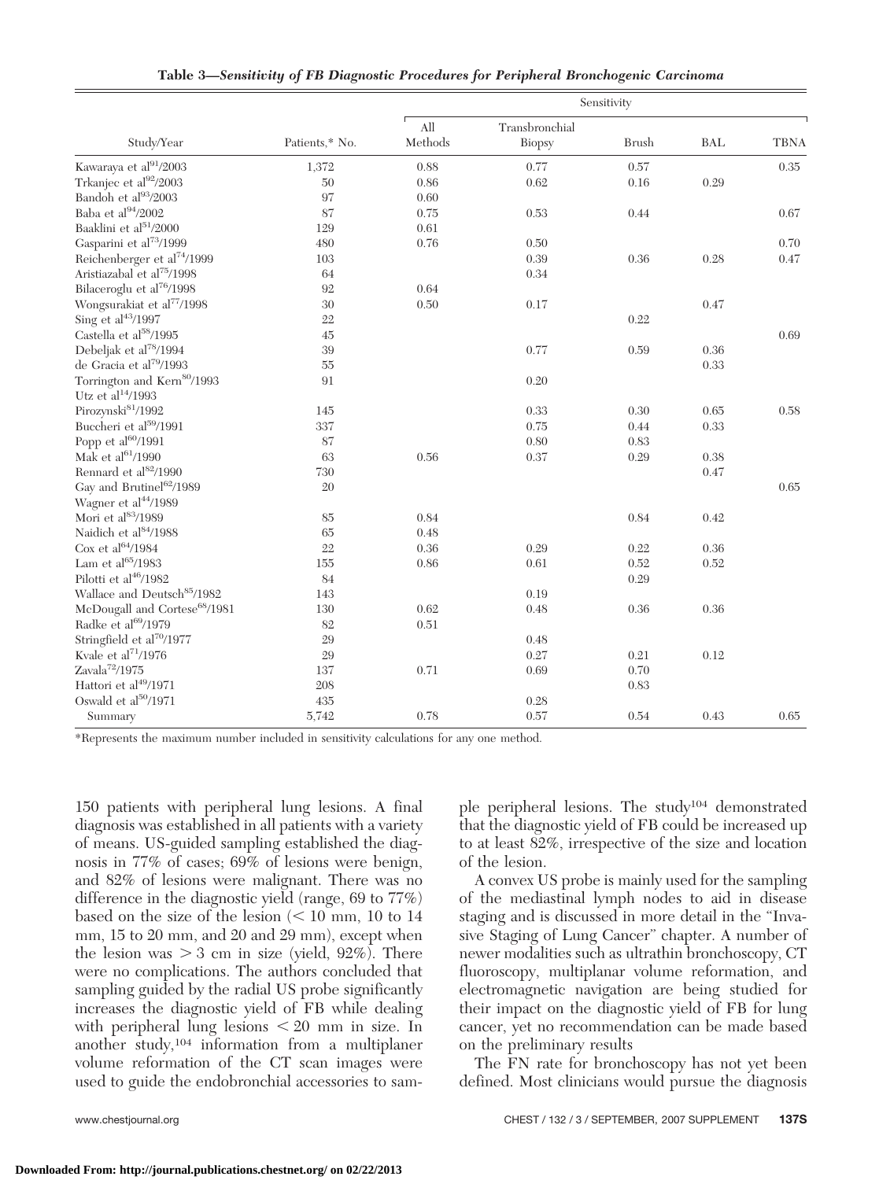**Table 3—Sensitivity of FB Diagnostic Procedures for Peripheral Bronchogenic Carcinoma**

| Study/Year | Patients,* No. | Sensitivity | | | | |
|---|---|---|---|---|---|---|
| | | All Methods | Transbronchial Biopsy | Brush | BAL | TBNA |
| Kawaraya et al[91]/2003 | 1,372 | 0.88 | 0.77 | 0.57 | | 0.35 |
| Trkanjec et al[92]/2003 | 50 | 0.86 | 0.62 | 0.16 | 0.29 | |
| Bandoh et al[93]/2003 | 97 | 0.60 | | | | |
| Baba et al[94]/2002 | 87 | 0.75 | 0.53 | 0.44 | | 0.67 |
| Baaklini et al[51]/2000 | 129 | 0.61 | | | | |
| Gasparini et al[73]/1999 | 480 | 0.76 | 0.50 | | | 0.70 |
| Reichenberger et al[74]/1999 | 103 | | 0.39 | 0.36 | 0.28 | 0.47 |
| Aristiazabal et al[75]/1998 | 64 | | 0.34 | | | |
| Bilaceroglu et al[76]/1998 | 92 | 0.64 | | | | |
| Wongsurakiat et al[77]/1998 | 30 | 0.50 | 0.17 | | 0.47 | |
| Sing et al[43]/1997 | 22 | | | 0.22 | | |
| Castella et al[58]/1995 | 45 | | | | | 0.69 |
| Debeljak et al[78]/1994 | 39 | | 0.77 | 0.59 | 0.36 | |
| de Gracia et al[79]/1993 | 55 | | | | 0.33 | |
| Torrington and Kern[80]/1993 | 91 | | 0.20 | | | |
| Utz et al[14]/1993 | | | | | | |
| Pirozynski[81]/1992 | 145 | | 0.33 | 0.30 | 0.65 | 0.58 |
| Buccheri et al[59]/1991 | 337 | | 0.75 | 0.44 | 0.33 | |
| Popp et al[60]/1991 | 87 | | 0.80 | 0.83 | | |
| Mak et al[61]/1990 | 63 | 0.56 | 0.37 | 0.29 | 0.38 | |
| Rennard et al[82]/1990 | 730 | | | | 0.47 | |
| Gay and Brutinel[62]/1989 | 20 | | | | | 0.65 |
| Wagner et al[44]/1989 | | | | | | |
| Mori et al[83]/1989 | 85 | 0.84 | | 0.84 | 0.42 | |
| Naidich et al[84]/1988 | 65 | 0.48 | | | | |
| Cox et al[64]/1984 | 22 | 0.36 | 0.29 | 0.22 | 0.36 | |
| Lam et al[65]/1983 | 155 | 0.86 | 0.61 | 0.52 | 0.52 | |
| Pilotti et al[46]/1982 | 84 | | | 0.29 | | |
| Wallace and Deutsch[85]/1982 | 143 | | 0.19 | | | |
| McDougall and Cortese[68]/1981 | 130 | 0.62 | 0.48 | 0.36 | 0.36 | |
| Radke et al[69]/1979 | 82 | 0.51 | | | | |
| Stringfield et al[70]/1977 | 29 | | 0.48 | | | |
| Kvale et al[71]/1976 | 29 | | 0.27 | 0.21 | 0.12 | |
| Zavala[72]/1975 | 137 | 0.71 | 0.69 | 0.70 | | |
| Hattori et al[49]/1971 | 208 | | | 0.83 | | |
| Oswald et al[50]/1971 | 435 | | 0.28 | | | |
| Summary | 5,742 | 0.78 | 0.57 | 0.54 | 0.43 | 0.65 |

*Represents the maximum number included in sensitivity calculations for any one method.

150 patients with peripheral lung lesions. A final diagnosis was established in all patients with a variety of means. US-guided sampling established the diagnosis in 77% of cases; 69% of lesions were benign, and 82% of lesions were malignant. There was no difference in the diagnostic yield (range, 69 to 77%) based on the size of the lesion (< 10 mm, 10 to 14 mm, 15 to 20 mm, and 20 and 29 mm), except when the lesion was > 3 cm in size (yield, 92%). There were no complications. The authors concluded that sampling guided by the radial US probe significantly increases the diagnostic yield of FB while dealing with peripheral lung lesions < 20 mm in size. In another study,[104] information from a multiplaner volume reformation of the CT scan images were used to guide the endobronchial accessories to sample peripheral lesions. The study[104] demonstrated that the diagnostic yield of FB could be increased up to at least 82%, irrespective of the size and location of the lesion.

A convex US probe is mainly used for the sampling of the mediastinal lymph nodes to aid in disease staging and is discussed in more detail in the "Invasive Staging of Lung Cancer" chapter. A number of newer modalities such as ultrathin bronchoscopy, CT fluoroscopy, multiplanar volume reformation, and electromagnetic navigation are being studied for their impact on the diagnostic yield of FB for lung cancer, yet no recommendation can be made based on the preliminary results

The FN rate for bronchoscopy has not yet been defined. Most clinicians would pursue the diagnosis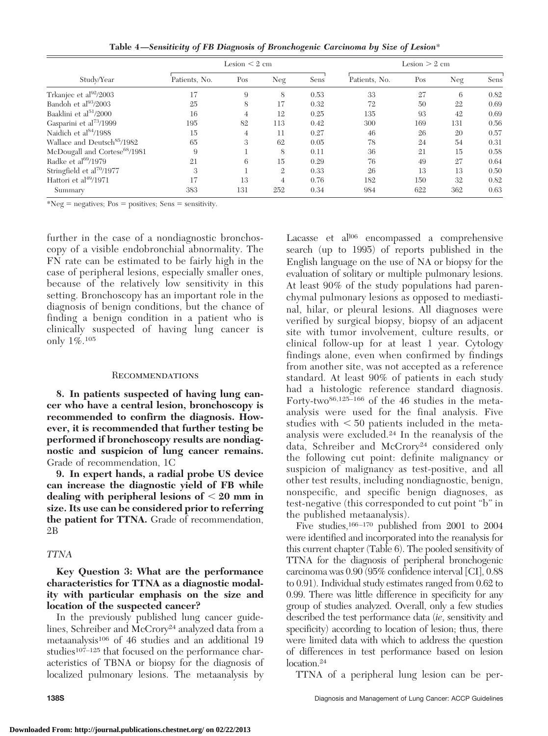**Table 4—*Sensitivity of FB Diagnosis of Bronchogenic Carcinoma by Size of Lesion****

| Study/Year | Lesion < 2 cm | | | | Lesion > 2 cm | | | |
|---|---|---|---|---|---|---|---|---|
| | Patients, No. | Pos | Neg | Sens | Patients, No. | Pos | Neg | Sens |
| Trkanjec et al[92]/2003 | 17 | 9 | 8 | 0.53 | 33 | 27 | 6 | 0.82 |
| Bandoh et al[93]/2003 | 25 | 8 | 17 | 0.32 | 72 | 50 | 22 | 0.69 |
| Baaklini et al[51]/2000 | 16 | 4 | 12 | 0.25 | 135 | 93 | 42 | 0.69 |
| Gasparini et al[73]/1999 | 195 | 82 | 113 | 0.42 | 300 | 169 | 131 | 0.56 |
| Naidich et al[84]/1988 | 15 | 4 | 11 | 0.27 | 46 | 26 | 20 | 0.57 |
| Wallace and Deutsch[85]/1982 | 65 | 3 | 62 | 0.05 | 78 | 24 | 54 | 0.31 |
| McDougall and Cortese[68]/1981 | 9 | 1 | 8 | 0.11 | 36 | 21 | 15 | 0.58 |
| Radke et al[69]/1979 | 21 | 6 | 15 | 0.29 | 76 | 49 | 27 | 0.64 |
| Stringfield et al[70]/1977 | 3 | 1 | 2 | 0.33 | 26 | 13 | 13 | 0.50 |
| Hattori et al[49]/1971 | 17 | 13 | 4 | 0.76 | 182 | 150 | 32 | 0.82 |
| Summary | 383 | 131 | 252 | 0.34 | 984 | 622 | 362 | 0.63 |

*Neg = negatives; Pos = positives; Sens = sensitivity.

further in the case of a nondiagnostic bronchoscopy of a visible endobronchial abnormality. The FN rate can be estimated to be fairly high in the case of peripheral lesions, especially smaller ones, because of the relatively low sensitivity in this setting. Bronchoscopy has an important role in the diagnosis of benign conditions, but the chance of finding a benign condition in a patient who is clinically suspected of having lung cancer is only 1%.[105]

### Recommendations

**8. In patients suspected of having lung cancer who have a central lesion, bronchoscopy is recommended to confirm the diagnosis. However, it is recommended that further testing be performed if bronchoscopy results are nondiagnostic and suspicion of lung cancer remains.** Grade of recommendation, 1C

**9. In expert hands, a radial probe US device can increase the diagnostic yield of FB while dealing with peripheral lesions of < 20 mm in size. Its use can be considered prior to referring the patient for TTNA.** Grade of recommendation, 2B

### *TTNA*

**Key Question 3: What are the performance characteristics for TTNA as a diagnostic modality with particular emphasis on the size and location of the suspected cancer?**

In the previously published lung cancer guidelines, Schreiber and McCrory[24] analyzed data from a metaanalysis[106] of 46 studies and an additional 19 studies[107–125] that focused on the performance characteristics of TBNA or biopsy for the diagnosis of localized pulmonary lesions. The metaanalysis by Lacasse et al[106] encompassed a comprehensive search (up to 1995) of reports published in the English language on the use of NA or biopsy for the evaluation of solitary or multiple pulmonary lesions. At least 90% of the study populations had parenchymal pulmonary lesions as opposed to mediastinal, hilar, or pleural lesions. All diagnoses were verified by surgical biopsy, biopsy of an adjacent site with tumor involvement, culture results, or clinical follow-up for at least 1 year. Cytology findings alone, even when confirmed by findings from another site, was not accepted as a reference standard. At least 90% of patients in each study had a histologic reference standard diagnosis. Forty-two[86,125–166] of the 46 studies in the metaanalysis were used for the final analysis. Five studies with < 50 patients included in the metaanalysis were excluded.[24] In the reanalysis of the data, Schreiber and McCrory[24] considered only the following cut point: definite malignancy or suspicion of malignancy as test-positive, and all other test results, including nondiagnostic, benign, nonspecific, and specific benign diagnoses, as test-negative (this corresponded to cut point "b" in the published metaanalysis).

Five studies,[166–170] published from 2001 to 2004 were identified and incorporated into the reanalysis for this current chapter (Table 6). The pooled sensitivity of TTNA for the diagnosis of peripheral bronchogenic carcinoma was 0.90 (95% confidence interval [CI], 0.88 to 0.91). Individual study estimates ranged from 0.62 to 0.99. There was little difference in specificity for any group of studies analyzed. Overall, only a few studies described the test performance data (*ie*, sensitivity and specificity) according to location of lesion; thus, there were limited data with which to address the question of differences in test performance based on lesion location.[24]

TTNA of a peripheral lung lesion can be per-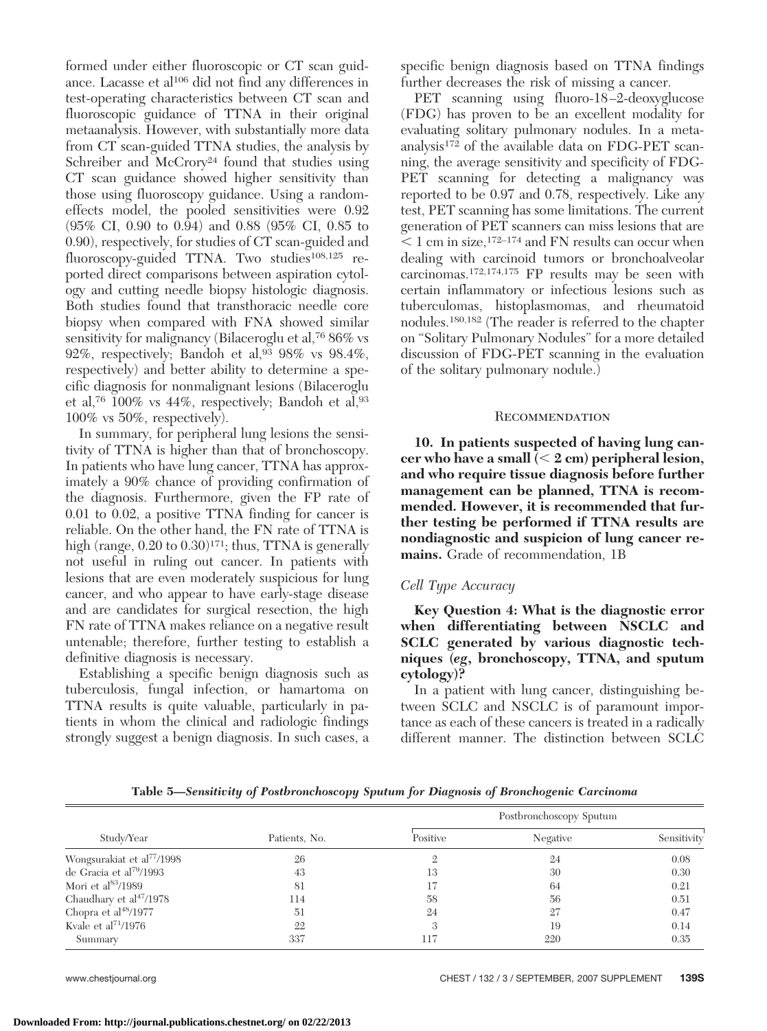formed under either fluoroscopic or CT scan guidance. Lacasse et al[106] did not find any differences in test-operating characteristics between CT scan and fluoroscopic guidance of TTNA in their original metaanalysis. However, with substantially more data from CT scan-guided TTNA studies, the analysis by Schreiber and McCrory[24] found that studies using CT scan guidance showed higher sensitivity than those using fluoroscopy guidance. Using a random-effects model, the pooled sensitivities were 0.92 (95% CI, 0.90 to 0.94) and 0.88 (95% CI, 0.85 to 0.90), respectively, for studies of CT scan-guided and fluoroscopy-guided TTNA. Two studies[108,125] reported direct comparisons between aspiration cytology and cutting needle biopsy histologic diagnosis. Both studies found that transthoracic needle core biopsy when compared with FNA showed similar sensitivity for malignancy (Bilaceroglu et al,[76] 86% vs 92%, respectively; Bandoh et al,[93] 98% vs 98.4%, respectively) and better ability to determine a specific diagnosis for nonmalignant lesions (Bilaceroglu et al,[76] 100% vs 44%, respectively; Bandoh et al,[93] 100% vs 50%, respectively).

In summary, for peripheral lung lesions the sensitivity of TTNA is higher than that of bronchoscopy. In patients who have lung cancer, TTNA has approximately a 90% chance of providing confirmation of the diagnosis. Furthermore, given the FP rate of 0.01 to 0.02, a positive TTNA finding for cancer is reliable. On the other hand, the FN rate of TTNA is high (range, 0.20 to 0.30)[171]; thus, TTNA is generally not useful in ruling out cancer. In patients with lesions that are even moderately suspicious for lung cancer, and who appear to have early-stage disease and are candidates for surgical resection, the high FN rate of TTNA makes reliance on a negative result untenable; therefore, further testing to establish a definitive diagnosis is necessary.

Establishing a specific benign diagnosis such as tuberculosis, fungal infection, or hamartoma on TTNA results is quite valuable, particularly in patients in whom the clinical and radiologic findings strongly suggest a benign diagnosis. In such cases, a specific benign diagnosis based on TTNA findings further decreases the risk of missing a cancer.

PET scanning using fluoro-18–2-deoxyglucose (FDG) has proven to be an excellent modality for evaluating solitary pulmonary nodules. In a metaanalysis[172] of the available data on FDG-PET scanning, the average sensitivity and specificity of FDG-PET scanning for detecting a malignancy was reported to be 0.97 and 0.78, respectively. Like any test, PET scanning has some limitations. The current generation of PET scanners can miss lesions that are < 1 cm in size,[172–174] and FN results can occur when dealing with carcinoid tumors or bronchoalveolar carcinomas.[172,174,175] FP results may be seen with certain inflammatory or infectious lesions such as tuberculomas, histoplasmomas, and rheumatoid nodules.[180,182] (The reader is referred to the chapter on "Solitary Pulmonary Nodules" for a more detailed discussion of FDG-PET scanning in the evaluation of the solitary pulmonary nodule.)

### Recommendation

**10. In patients suspected of having lung cancer who have a small (< 2 cm) peripheral lesion, and who require tissue diagnosis before further management can be planned, TTNA is recommended. However, it is recommended that further testing be performed if TTNA results are nondiagnostic and suspicion of lung cancer remains.** Grade of recommendation, 1B

### *Cell Type Accuracy*

**Key Question 4: What is the diagnostic error when differentiating between NSCLC and SCLC generated by various diagnostic techniques (*eg*, bronchoscopy, TTNA, and sputum cytology)?**

In a patient with lung cancer, distinguishing between SCLC and NSCLC is of paramount importance as each of these cancers is treated in a radically different manner. The distinction between SCLC

**Table 5—*Sensitivity of Postbronchoscopy Sputum for Diagnosis of Bronchogenic Carcinoma***

| Study/Year | Patients, No. | Postbronchoscopy Sputum | | |
|---|---|---|---|---|
| | | Positive | Negative | Sensitivity |
| Wongsurakiat et al[77]/1998 | 26 | 2 | 24 | 0.08 |
| de Gracia et al[79]/1993 | 43 | 13 | 30 | 0.30 |
| Mori et al[83]/1989 | 81 | 17 | 64 | 0.21 |
| Chaudhary et al[47]/1978 | 114 | 58 | 56 | 0.51 |
| Chopra et al[48]/1977 | 51 | 24 | 27 | 0.47 |
| Kvale et al[71]/1976 | 22 | 3 | 19 | 0.14 |
| Summary | 337 | 117 | 220 | 0.35 |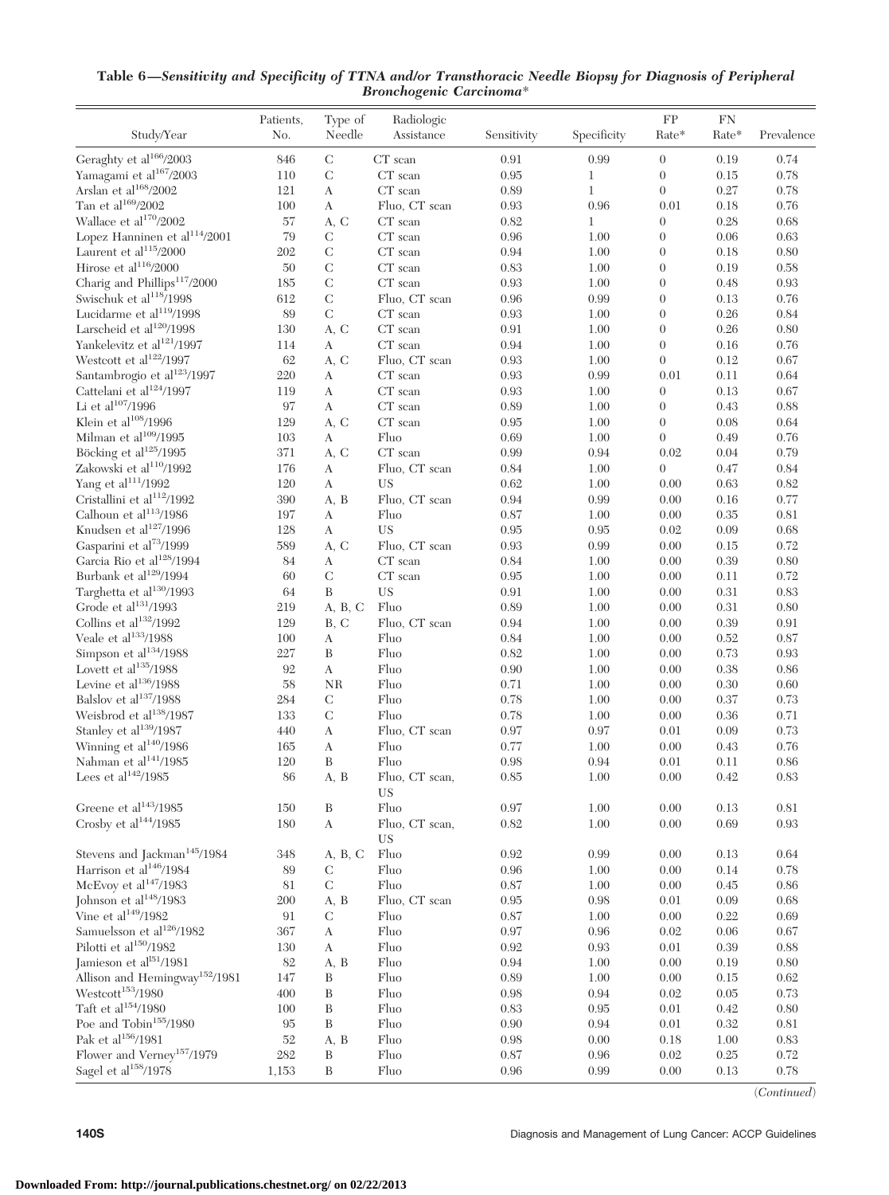**Table 6—*Sensitivity and Specificity of TTNA and/or Transthoracic Needle Biopsy for Diagnosis of Peripheral Bronchogenic Carcinoma****

| Study/Year | Patients, No. | Type of Needle | Radiologic Assistance | Sensitivity | Specificity | FP Rate* | FN Rate* | Prevalence |
|---|---|---|---|---|---|---|---|---|
| Geraghty et al[166]/2003 | 846 | C | CT scan | 0.91 | 0.99 | 0 | 0.19 | 0.74 |
| Yamagami et al[167]/2003 | 110 | C | CT scan | 0.95 | 1 | 0 | 0.15 | 0.78 |
| Arslan et al[168]/2002 | 121 | A | CT scan | 0.89 | 1 | 0 | 0.27 | 0.78 |
| Tan et al[169]/2002 | 100 | A | Fluo, CT scan | 0.93 | 0.96 | 0.01 | 0.18 | 0.76 |
| Wallace et al[170]/2002 | 57 | A, C | CT scan | 0.82 | 1 | 0 | 0.28 | 0.68 |
| Lopez Hanninen et al[114]/2001 | 79 | C | CT scan | 0.96 | 1.00 | 0 | 0.06 | 0.63 |
| Laurent et al[115]/2000 | 202 | C | CT scan | 0.94 | 1.00 | 0 | 0.18 | 0.80 |
| Hirose et al[116]/2000 | 50 | C | CT scan | 0.83 | 1.00 | 0 | 0.19 | 0.58 |
| Charig and Phillips[117]/2000 | 185 | C | CT scan | 0.93 | 1.00 | 0 | 0.48 | 0.93 |
| Swischuk et al[118]/1998 | 612 | C | Fluo, CT scan | 0.96 | 0.99 | 0 | 0.13 | 0.76 |
| Lucidarme et al[119]/1998 | 89 | C | CT scan | 0.93 | 1.00 | 0 | 0.26 | 0.84 |
| Larscheid et al[120]/1998 | 130 | A, C | CT scan | 0.91 | 1.00 | 0 | 0.26 | 0.80 |
| Yankelevitz et al[121]/1997 | 114 | A | CT scan | 0.94 | 1.00 | 0 | 0.16 | 0.76 |
| Westcott et al[122]/1997 | 62 | A, C | Fluo, CT scan | 0.93 | 1.00 | 0 | 0.12 | 0.67 |
| Santambrogio et al[123]/1997 | 220 | A | CT scan | 0.93 | 0.99 | 0.01 | 0.11 | 0.64 |
| Cattelani et al[124]/1997 | 119 | A | CT scan | 0.93 | 1.00 | 0 | 0.13 | 0.67 |
| Li et al[107]/1996 | 97 | A | CT scan | 0.89 | 1.00 | 0 | 0.43 | 0.88 |
| Klein et al[108]/1996 | 129 | A, C | CT scan | 0.95 | 1.00 | 0 | 0.08 | 0.64 |
| Milman et al[109]/1995 | 103 | A | Fluo | 0.69 | 1.00 | 0 | 0.49 | 0.76 |
| Böcking et al[125]/1995 | 371 | A, C | CT scan | 0.99 | 0.94 | 0.02 | 0.04 | 0.79 |
| Zakowski et al[110]/1992 | 176 | A | Fluo, CT scan | 0.84 | 1.00 | 0 | 0.47 | 0.84 |
| Yang et al[111]/1992 | 120 | A | US | 0.62 | 1.00 | 0.00 | 0.63 | 0.82 |
| Cristallini et al[112]/1992 | 390 | A, B | Fluo, CT scan | 0.94 | 0.99 | 0.00 | 0.16 | 0.77 |
| Calhoun et al[113]/1986 | 197 | A | Fluo | 0.87 | 1.00 | 0.00 | 0.35 | 0.81 |
| Knudsen et al[127]/1996 | 128 | A | US | 0.95 | 0.95 | 0.02 | 0.09 | 0.68 |
| Gasparini et al[73]/1999 | 589 | A, C | Fluo, CT scan | 0.93 | 0.99 | 0.00 | 0.15 | 0.72 |
| Garcia Rio et al[128]/1994 | 84 | A | CT scan | 0.84 | 1.00 | 0.00 | 0.39 | 0.80 |
| Burbank et al[129]/1994 | 60 | C | CT scan | 0.95 | 1.00 | 0.00 | 0.11 | 0.72 |
| Targhetta et al[130]/1993 | 64 | B | US | 0.91 | 1.00 | 0.00 | 0.31 | 0.83 |
| Grode et al[131]/1993 | 219 | A, B, C | Fluo | 0.89 | 1.00 | 0.00 | 0.31 | 0.80 |
| Collins et al[132]/1992 | 129 | B, C | Fluo, CT scan | 0.94 | 1.00 | 0.00 | 0.39 | 0.91 |
| Veale et al[133]/1988 | 100 | A | Fluo | 0.84 | 1.00 | 0.00 | 0.52 | 0.87 |
| Simpson et al[134]/1988 | 227 | B | Fluo | 0.82 | 1.00 | 0.00 | 0.73 | 0.93 |
| Lovett et al[135]/1988 | 92 | A | Fluo | 0.90 | 1.00 | 0.00 | 0.38 | 0.86 |
| Levine et al[136]/1988 | 58 | NR | Fluo | 0.71 | 1.00 | 0.00 | 0.30 | 0.60 |
| Balslov et al[137]/1988 | 284 | C | Fluo | 0.78 | 1.00 | 0.00 | 0.37 | 0.73 |
| Weisbrod et al[138]/1987 | 133 | C | Fluo | 0.78 | 1.00 | 0.00 | 0.36 | 0.71 |
| Stanley et al[139]/1987 | 440 | A | Fluo, CT scan | 0.97 | 0.97 | 0.01 | 0.09 | 0.73 |
| Winning et al[140]/1986 | 165 | A | Fluo | 0.77 | 1.00 | 0.00 | 0.43 | 0.76 |
| Nahman et al[141]/1985 | 120 | B | Fluo | 0.98 | 0.94 | 0.01 | 0.11 | 0.86 |
| Lees et al[142]/1985 | 86 | A, B | Fluo, CT scan, US | 0.85 | 1.00 | 0.00 | 0.42 | 0.83 |
| Greene et al[143]/1985 | 150 | B | Fluo | 0.97 | 1.00 | 0.00 | 0.13 | 0.81 |
| Crosby et al[144]/1985 | 180 | A | Fluo, CT scan, US | 0.82 | 1.00 | 0.00 | 0.69 | 0.93 |
| Stevens and Jackman[145]/1984 | 348 | A, B, C | Fluo | 0.92 | 0.99 | 0.00 | 0.13 | 0.64 |
| Harrison et al[146]/1984 | 89 | C | Fluo | 0.96 | 1.00 | 0.00 | 0.14 | 0.78 |
| McEvoy et al[147]/1983 | 81 | C | Fluo | 0.87 | 1.00 | 0.00 | 0.45 | 0.86 |
| Johnson et al[148]/1983 | 200 | A, B | Fluo, CT scan | 0.95 | 0.98 | 0.01 | 0.09 | 0.68 |
| Vine et al[149]/1982 | 91 | C | Fluo | 0.87 | 1.00 | 0.00 | 0.22 | 0.69 |
| Samuelsson et al[126]/1982 | 367 | A | Fluo | 0.97 | 0.96 | 0.02 | 0.06 | 0.67 |
| Pilotti et al[150]/1982 | 130 | A | Fluo | 0.92 | 0.93 | 0.01 | 0.39 | 0.88 |
| Jamieson et al[151]/1981 | 82 | A, B | Fluo | 0.94 | 1.00 | 0.00 | 0.19 | 0.80 |
| Allison and Hemingway[152]/1981 | 147 | B | Fluo | 0.89 | 1.00 | 0.00 | 0.15 | 0.62 |
| Westcott[153]/1980 | 400 | B | Fluo | 0.98 | 0.94 | 0.02 | 0.05 | 0.73 |
| Taft et al[154]/1980 | 100 | B | Fluo | 0.83 | 0.95 | 0.01 | 0.42 | 0.80 |
| Poe and Tobin[155]/1980 | 95 | B | Fluo | 0.90 | 0.94 | 0.01 | 0.32 | 0.81 |
| Pak et al[156]/1981 | 52 | A, B | Fluo | 0.98 | 0.00 | 0.18 | 1.00 | 0.83 |
| Flower and Verney[157]/1979 | 282 | B | Fluo | 0.87 | 0.96 | 0.02 | 0.25 | 0.72 |
| Sagel et al[158]/1978 | 1,153 | B | Fluo | 0.96 | 0.99 | 0.00 | 0.13 | 0.78 |

(*Continued*)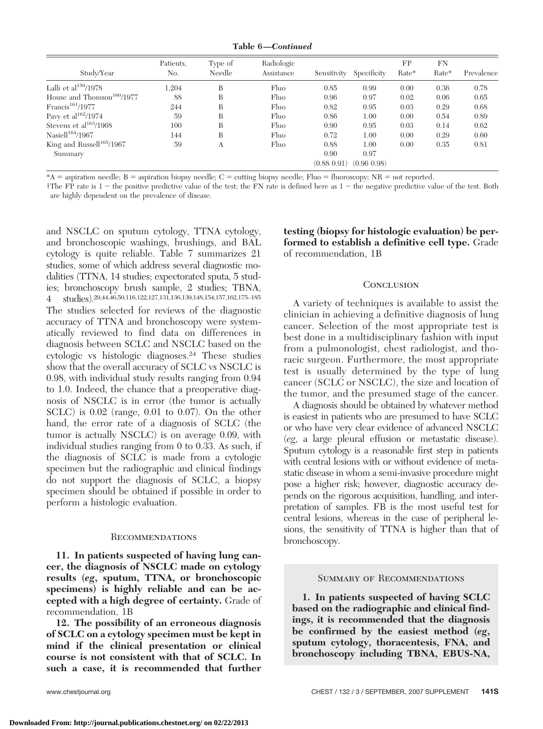**Table 6—Continued**

| Study/Year | Patients, No. | Type of Needle | Radiologic Assistance | Sensitivity | Specificity | FP Rate* | FN Rate* | Prevalence |
|---|---|---|---|---|---|---|---|---|
| Lalli et al[159]/1978 | 1,204 | B | Fluo | 0.85 | 0.99 | 0.00 | 0.36 | 0.78 |
| House and Thomson[160]/1977 | 88 | B | Fluo | 0.96 | 0.97 | 0.02 | 0.06 | 0.65 |
| Francis[161]/1977 | 244 | B | Fluo | 0.82 | 0.95 | 0.03 | 0.29 | 0.68 |
| Pavy et al[162]/1974 | 59 | B | Fluo | 0.86 | 1.00 | 0.00 | 0.54 | 0.89 |
| Stevens et al[163]/1968 | 100 | B | Fluo | 0.90 | 0.95 | 0.03 | 0.14 | 0.62 |
| Nasiell[164]/1967 | 144 | B | Fluo | 0.72 | 1.00 | 0.00 | 0.29 | 0.60 |
| King and Russell[165]/1967 | 59 | A | Fluo | 0.88 | 1.00 | 0.00 | 0.35 | 0.81 |
| Summary | | | | 0.90 (0.88 0.91) | 0.97 (0.96 0.98) | | | |

*A = aspiration needle; B = aspiration biopsy needle; C = cutting biopsy needle; Fluo = fluoroscopy; NR = not reported.

†The FP rate is 1 − the positive predictive value of the test; the FN rate is defined here as 1 − the negative predictive value of the test. Both are highly dependent on the prevalence of disease.

and NSCLC on sputum cytology, TTNA cytology, and bronchoscopic washings, brushings, and BAL cytology is quite reliable. Table 7 summarizes 21 studies, some of which address several diagnostic modalities (TTNA, 14 studies; expectorated sputa, 5 studies; bronchoscopy brush sample, 2 studies; TBNA, 4 studies).[29,44,46,50,116,122,127,131,136,139,148,154,157,162,175–185] The studies selected for reviews of the diagnostic accuracy of TTNA and bronchoscopy were systematically reviewed to find data on differences in diagnosis between SCLC and NSCLC based on the cytologic vs histologic diagnoses.[24] These studies show that the overall accuracy of SCLC vs NSCLC is 0.98, with individual study results ranging from 0.94 to 1.0. Indeed, the chance that a preoperative diagnosis of NSCLC is in error (the tumor is actually SCLC) is 0.02 (range, 0.01 to 0.07). On the other hand, the error rate of a diagnosis of SCLC (the tumor is actually NSCLC) is on average 0.09, with individual studies ranging from 0 to 0.33. As such, if the diagnosis of SCLC is made from a cytologic specimen but the radiographic and clinical findings do not support the diagnosis of SCLC, a biopsy specimen should be obtained if possible in order to perform a histologic evaluation.

### Recommendations

**11. In patients suspected of having lung cancer, the diagnosis of NSCLC made on cytology results (*eg*, sputum, TTNA, or bronchoscopic specimens) is highly reliable and can be accepted with a high degree of certainty.** Grade of recommendation, 1B

**12. The possibility of an erroneous diagnosis of SCLC on a cytology specimen must be kept in mind if the clinical presentation or clinical course is not consistent with that of SCLC. In such a case, it is recommended that further testing (biopsy for histologic evaluation) be performed to establish a definitive cell type.** Grade of recommendation, 1B

## Conclusion

A variety of techniques is available to assist the clinician in achieving a definitive diagnosis of lung cancer. Selection of the most appropriate test is best done in a multidisciplinary fashion with input from a pulmonologist, chest radiologist, and thoracic surgeon. Furthermore, the most appropriate test is usually determined by the type of lung cancer (SCLC or NSCLC), the size and location of the tumor, and the presumed stage of the cancer.

A diagnosis should be obtained by whatever method is easiest in patients who are presumed to have SCLC or who have very clear evidence of advanced NSCLC (*eg*, a large pleural effusion or metastatic disease). Sputum cytology is a reasonable first step in patients with central lesions with or without evidence of metastatic disease in whom a semi-invasive procedure might pose a higher risk; however, diagnostic accuracy depends on the rigorous acquisition, handling, and interpretation of samples. FB is the most useful test for central lesions, whereas in the case of peripheral lesions, the sensitivity of TTNA is higher than that of bronchoscopy.

### Summary of Recommendations

**1. In patients suspected of having SCLC based on the radiographic and clinical findings, it is recommended that the diagnosis be confirmed by the easiest method (*eg*, sputum cytology, thoracentesis, FNA, and bronchoscopy including TBNA, EBUS-NA,**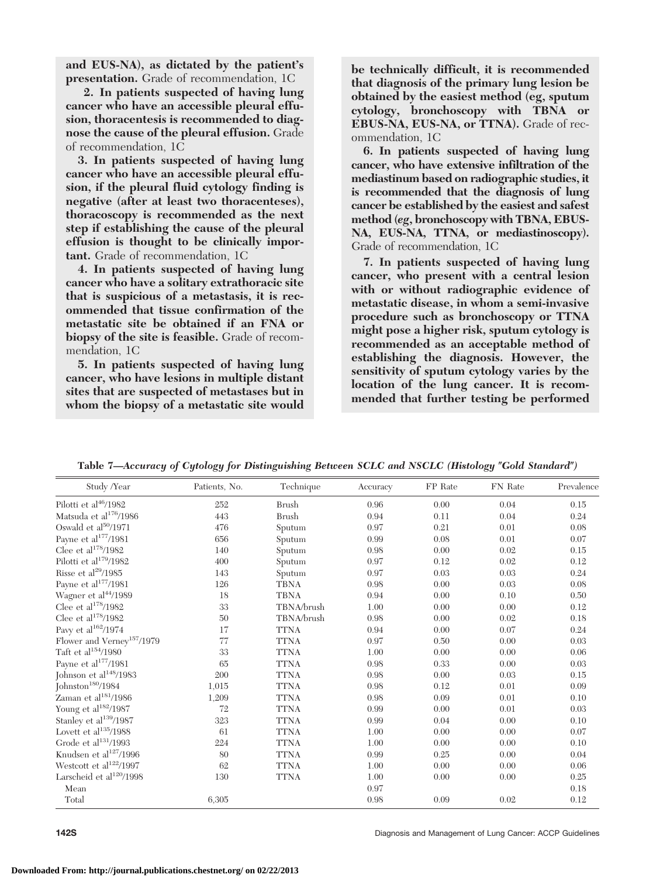**and EUS-NA), as dictated by the patient's presentation.** Grade of recommendation, 1C

**2. In patients suspected of having lung cancer who have an accessible pleural effusion, thoracentesis is recommended to diagnose the cause of the pleural effusion.** Grade of recommendation, 1C

**3. In patients suspected of having lung cancer who have an accessible pleural effusion, if the pleural fluid cytology finding is negative (after at least two thoracenteses), thoracoscopy is recommended as the next step if establishing the cause of the pleural effusion is thought to be clinically important.** Grade of recommendation, 1C

**4. In patients suspected of having lung cancer who have a solitary extrathoracic site that is suspicious of a metastasis, it is recommended that tissue confirmation of the metastatic site be obtained if an FNA or biopsy of the site is feasible.** Grade of recommendation, 1C

**5. In patients suspected of having lung cancer, who have lesions in multiple distant sites that are suspected of metastases but in whom the biopsy of a metastatic site would be technically difficult, it is recommended that diagnosis of the primary lung lesion be obtained by the easiest method (eg, sputum cytology, bronchoscopy with TBNA or EBUS-NA, EUS-NA, or TTNA).** Grade of recommendation, 1C

**6. In patients suspected of having lung cancer, who have extensive infiltration of the mediastinum based on radiographic studies, it is recommended that the diagnosis of lung cancer be established by the easiest and safest method (*eg*, bronchoscopy with TBNA, EBUS-NA, EUS-NA, TTNA, or mediastinoscopy).** Grade of recommendation, 1C

**7. In patients suspected of having lung cancer, who present with a central lesion with or without radiographic evidence of metastatic disease, in whom a semi-invasive procedure such as bronchoscopy or TTNA might pose a higher risk, sputum cytology is recommended as an acceptable method of establishing the diagnosis. However, the sensitivity of sputum cytology varies by the location of the lung cancer. It is recommended that further testing be performed**

**Table 7—*Accuracy of Cytology for Distinguishing Between SCLC and NSCLC (Histology "Gold Standard")***

| Study /Year | Patients, No. | Technique | Accuracy | FP Rate | FN Rate | Prevalence |
|---|---|---|---|---|---|---|
| Pilotti et al[46]/1982 | 252 | Brush | 0.96 | 0.00 | 0.04 | 0.15 |
| Matsuda et al[176]/1986 | 443 | Brush | 0.94 | 0.11 | 0.04 | 0.24 |
| Oswald et al[50]/1971 | 476 | Sputum | 0.97 | 0.21 | 0.01 | 0.08 |
| Payne et al[177]/1981 | 656 | Sputum | 0.99 | 0.08 | 0.01 | 0.07 |
| Clee et al[178]/1982 | 140 | Sputum | 0.98 | 0.00 | 0.02 | 0.15 |
| Pilotti et al[179]/1982 | 400 | Sputum | 0.97 | 0.12 | 0.02 | 0.12 |
| Risse et al[29]/1985 | 143 | Sputum | 0.97 | 0.03 | 0.03 | 0.24 |
| Payne et al[177]/1981 | 126 | TBNA | 0.98 | 0.00 | 0.03 | 0.08 |
| Wagner et al[44]/1989 | 18 | TBNA | 0.94 | 0.00 | 0.10 | 0.50 |
| Clee et al[178]/1982 | 33 | TBNA/brush | 1.00 | 0.00 | 0.00 | 0.12 |
| Clee et al[178]/1982 | 50 | TBNA/brush | 0.98 | 0.00 | 0.02 | 0.18 |
| Pavy et al[162]/1974 | 17 | TTNA | 0.94 | 0.00 | 0.07 | 0.24 |
| Flower and Verney[157]/1979 | 77 | TTNA | 0.97 | 0.50 | 0.00 | 0.03 |
| Taft et al[154]/1980 | 33 | TTNA | 1.00 | 0.00 | 0.00 | 0.06 |
| Payne et al[177]/1981 | 65 | TTNA | 0.98 | 0.33 | 0.00 | 0.03 |
| Johnson et al[148]/1983 | 200 | TTNA | 0.98 | 0.00 | 0.03 | 0.15 |
| Johnston[180]/1984 | 1,015 | TTNA | 0.98 | 0.12 | 0.01 | 0.09 |
| Zaman et al[181]/1986 | 1,209 | TTNA | 0.98 | 0.09 | 0.01 | 0.10 |
| Young et al[182]/1987 | 72 | TTNA | 0.99 | 0.00 | 0.01 | 0.03 |
| Stanley et al[139]/1987 | 323 | TTNA | 0.99 | 0.04 | 0.00 | 0.10 |
| Lovett et al[135]/1988 | 61 | TTNA | 1.00 | 0.00 | 0.00 | 0.07 |
| Grode et al[131]/1993 | 224 | TTNA | 1.00 | 0.00 | 0.00 | 0.10 |
| Knudsen et al[127]/1996 | 80 | TTNA | 0.99 | 0.25 | 0.00 | 0.04 |
| Westcott et al[122]/1997 | 62 | TTNA | 1.00 | 0.00 | 0.00 | 0.06 |
| Larscheid et al[120]/1998 | 130 | TTNA | 1.00 | 0.00 | 0.00 | 0.25 |
| Mean | | | 0.97 | | | 0.18 |
| Total | 6,305 | | 0.98 | 0.09 | 0.02 | 0.12 |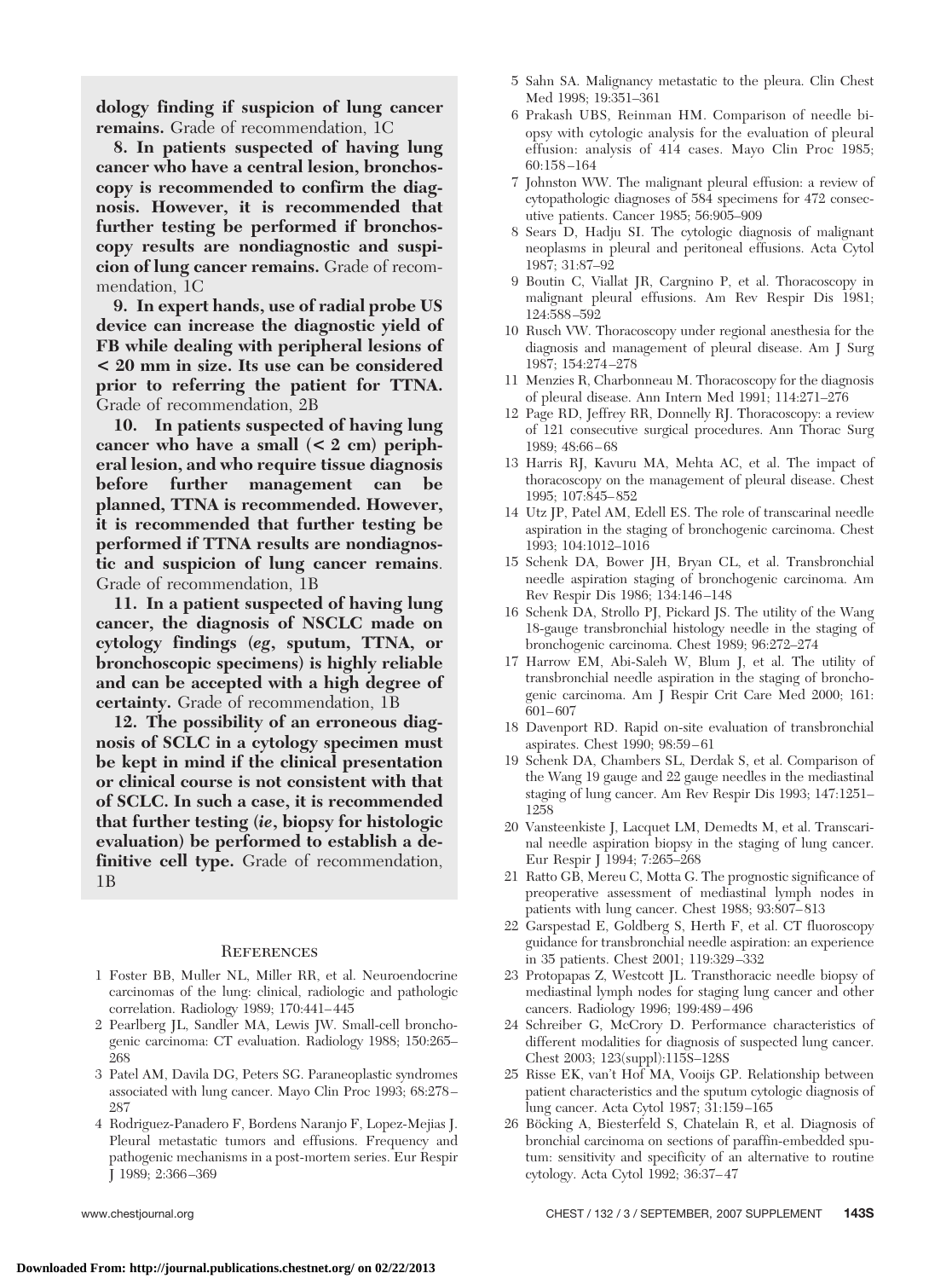**dology finding if suspicion of lung cancer remains.** Grade of recommendation, 1C

**8. In patients suspected of having lung cancer who have a central lesion, bronchoscopy is recommended to confirm the diagnosis. However, it is recommended that further testing be performed if bronchoscopy results are nondiagnostic and suspicion of lung cancer remains.** Grade of recommendation, 1C

**9. In expert hands, use of radial probe US device can increase the diagnostic yield of FB while dealing with peripheral lesions of < 20 mm in size. Its use can be considered prior to referring the patient for TTNA.** Grade of recommendation, 2B

**10. In patients suspected of having lung cancer who have a small (< 2 cm) peripheral lesion, and who require tissue diagnosis before further management can be planned, TTNA is recommended. However, it is recommended that further testing be performed if TTNA results are nondiagnostic and suspicion of lung cancer remains**. Grade of recommendation, 1B

**11. In a patient suspected of having lung cancer, the diagnosis of NSCLC made on cytology findings (*eg*, sputum, TTNA, or bronchoscopic specimens) is highly reliable and can be accepted with a high degree of certainty.** Grade of recommendation, 1B

**12. The possibility of an erroneous diagnosis of SCLC in a cytology specimen must be kept in mind if the clinical presentation or clinical course is not consistent with that of SCLC. In such a case, it is recommended that further testing (*ie*, biopsy for histologic evaluation) be performed to establish a definitive cell type.** Grade of recommendation, 1B

## References

1 Foster BB, Muller NL, Miller RR, et al. Neuroendocrine carcinomas of the lung: clinical, radiologic and pathologic correlation. Radiology 1989; 170:441–445

2 Pearlberg JL, Sandler MA, Lewis JW. Small-cell bronchogenic carcinoma: CT evaluation. Radiology 1988; 150:265–268

3 Patel AM, Davila DG, Peters SG. Paraneoplastic syndromes associated with lung cancer. Mayo Clin Proc 1993; 68:278–287

4 Rodriguez-Panadero F, Bordens Naranjo F, Lopez-Mejias J. Pleural metastatic tumors and effusions. Frequency and pathogenic mechanisms in a post-mortem series. Eur Respir J 1989; 2:366–369

5 Sahn SA. Malignancy metastatic to the pleura. Clin Chest Med 1998; 19:351–361

6 Prakash UBS, Reinman HM. Comparison of needle biopsy with cytologic analysis for the evaluation of pleural effusion: analysis of 414 cases. Mayo Clin Proc 1985; 60:158–164

7 Johnston WW. The malignant pleural effusion: a review of cytopathologic diagnoses of 584 specimens for 472 consecutive patients. Cancer 1985; 56:905–909

8 Sears D, Hadju SI. The cytologic diagnosis of malignant neoplasms in pleural and peritoneal effusions. Acta Cytol 1987; 31:87–92

9 Boutin C, Viallat JR, Cargnino P, et al. Thoracoscopy in malignant pleural effusions. Am Rev Respir Dis 1981; 124:588–592

10 Rusch VW. Thoracoscopy under regional anesthesia for the diagnosis and management of pleural disease. Am J Surg 1987; 154:274–278

11 Menzies R, Charbonneau M. Thoracoscopy for the diagnosis of pleural disease. Ann Intern Med 1991; 114:271–276

12 Page RD, Jeffrey RR, Donnelly RJ. Thoracoscopy: a review of 121 consecutive surgical procedures. Ann Thorac Surg 1989; 48:66–68

13 Harris RJ, Kavuru MA, Mehta AC, et al. The impact of thoracoscopy on the management of pleural disease. Chest 1995; 107:845–852

14 Utz JP, Patel AM, Edell ES. The role of transcarinal needle aspiration in the staging of bronchogenic carcinoma. Chest 1993; 104:1012–1016

15 Schenk DA, Bower JH, Bryan CL, et al. Transbronchial needle aspiration staging of bronchogenic carcinoma. Am Rev Respir Dis 1986; 134:146–148

16 Schenk DA, Strollo PJ, Pickard JS. The utility of the Wang 18-gauge transbronchial histology needle in the staging of bronchogenic carcinoma. Chest 1989; 96:272–274

17 Harrow EM, Abi-Saleh W, Blum J, et al. The utility of transbronchial needle aspiration in the staging of bronchogenic carcinoma. Am J Respir Crit Care Med 2000; 161: 601–607

18 Davenport RD. Rapid on-site evaluation of transbronchial aspirates. Chest 1990; 98:59–61

19 Schenk DA, Chambers SL, Derdak S, et al. Comparison of the Wang 19 gauge and 22 gauge needles in the mediastinal staging of lung cancer. Am Rev Respir Dis 1993; 147:1251–1258

20 Vansteenkiste J, Lacquet LM, Demedts M, et al. Transcarinal needle aspiration biopsy in the staging of lung cancer. Eur Respir J 1994; 7:265–268

21 Ratto GB, Mereu C, Motta G. The prognostic significance of preoperative assessment of mediastinal lymph nodes in patients with lung cancer. Chest 1988; 93:807–813

22 Garspestad E, Goldberg S, Herth F, et al. CT fluoroscopy guidance for transbronchial needle aspiration: an experience in 35 patients. Chest 2001; 119:329–332

23 Protopapas Z, Westcott JL. Transthoracic needle biopsy of mediastinal lymph nodes for staging lung cancer and other cancers. Radiology 1996; 199:489–496

24 Schreiber G, McCrory D. Performance characteristics of different modalities for diagnosis of suspected lung cancer. Chest 2003; 123(suppl):115S–128S

25 Risse EK, van't Hof MA, Vooijs GP. Relationship between patient characteristics and the sputum cytologic diagnosis of lung cancer. Acta Cytol 1987; 31:159–165

26 Böcking A, Biesterfeld S, Chatelain R, et al. Diagnosis of bronchial carcinoma on sections of paraffin-embedded sputum: sensitivity and specificity of an alternative to routine cytology. Acta Cytol 1992; 36:37–47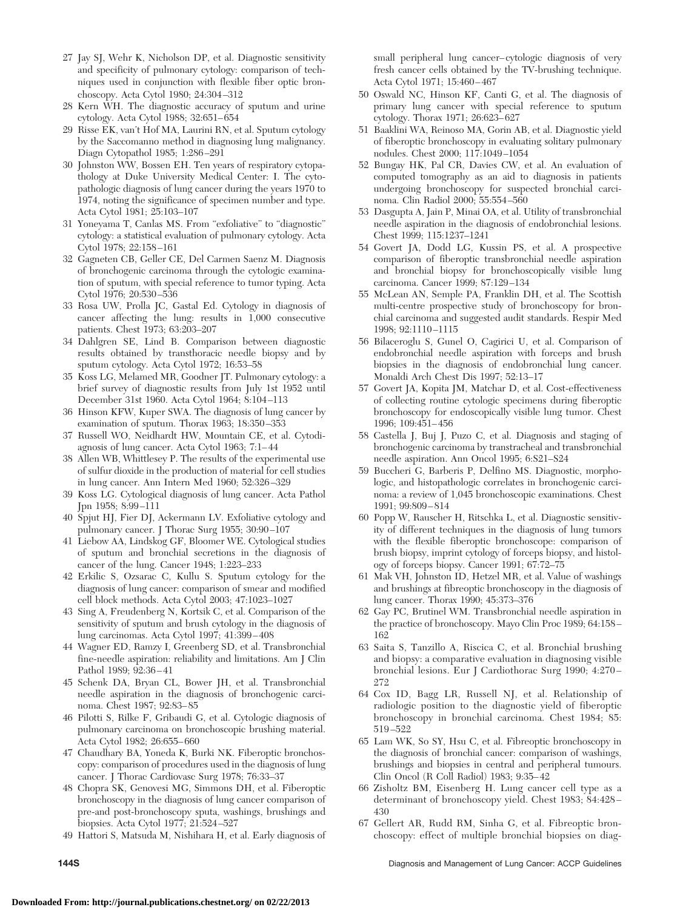27 Jay SJ, Wehr K, Nicholson DP, et al. Diagnostic sensitivity and specificity of pulmonary cytology: comparison of techniques used in conjunction with flexible fiber optic bronchoscopy. Acta Cytol 1980; 24:304–312

28 Kern WH. The diagnostic accuracy of sputum and urine cytology. Acta Cytol 1988; 32:651–654

29 Risse EK, van't Hof MA, Laurini RN, et al. Sputum cytology by the Saccomanno method in diagnosing lung malignancy. Diagn Cytopathol 1985; 1:286–291

30 Johnston WW, Bossen EH. Ten years of respiratory cytopathology at Duke University Medical Center: I. The cytopathologic diagnosis of lung cancer during the years 1970 to 1974, noting the significance of specimen number and type. Acta Cytol 1981; 25:103–107

31 Yoneyama T, Canlas MS. From "exfoliative" to "diagnostic" cytology: a statistical evaluation of pulmonary cytology. Acta Cytol 1978; 22:158–161

32 Gagneten CB, Geller CE, Del Carmen Saenz M. Diagnosis of bronchogenic carcinoma through the cytologic examination of sputum, with special reference to tumor typing. Acta Cytol 1976; 20:530–536

33 Rosa UW, Prolla JC, Gastal Ed. Cytology in diagnosis of cancer affecting the lung: results in 1,000 consecutive patients. Chest 1973; 63:203–207

34 Dahlgren SE, Lind B. Comparison between diagnostic results obtained by transthoracic needle biopsy and by sputum cytology. Acta Cytol 1972; 16:53–58

35 Koss LG, Melamed MR, Goodner JT. Pulmonary cytology: a brief survey of diagnostic results from July 1st 1952 until December 31st 1960. Acta Cytol 1964; 8:104–113

36 Hinson KFW, Kuper SWA. The diagnosis of lung cancer by examination of sputum. Thorax 1963; 18:350–353

37 Russell WO, Neidhardt HW, Mountain CE, et al. Cytodiagnosis of lung cancer. Acta Cytol 1963; 7:1–44

38 Allen WB, Whittlesey P. The results of the experimental use of sulfur dioxide in the production of material for cell studies in lung cancer. Ann Intern Med 1960; 52:326–329

39 Koss LG. Cytological diagnosis of lung cancer. Acta Pathol Jpn 1958; 8:99–111

40 Spjut HJ, Fier DJ, Ackermann LV. Exfoliative cytology and pulmonary cancer. J Thorac Surg 1955; 30:90–107

41 Liebow AA, Lindskog GF, Bloomer WE. Cytological studies of sputum and bronchial secretions in the diagnosis of cancer of the lung. Cancer 1948; 1:223–233

42 Erkilic S, Ozsarac C, Kullu S. Sputum cytology for the diagnosis of lung cancer: comparison of smear and modified cell block methods. Acta Cytol 2003; 47:1023–1027

43 Sing A, Freudenberg N, Kortsik C, et al. Comparison of the sensitivity of sputum and brush cytology in the diagnosis of lung carcinomas. Acta Cytol 1997; 41:399–408

44 Wagner ED, Ramzy I, Greenberg SD, et al. Transbronchial fine-needle aspiration: reliability and limitations. Am J Clin Pathol 1989; 92:36–41

45 Schenk DA, Bryan CL, Bower JH, et al. Transbronchial needle aspiration in the diagnosis of bronchogenic carcinoma. Chest 1987; 92:83–85

46 Pilotti S, Rilke F, Gribaudi G, et al. Cytologic diagnosis of pulmonary carcinoma on bronchoscopic brushing material. Acta Cytol 1982; 26:655–660

47 Chaudhary BA, Yoneda K, Burki NK. Fiberoptic bronchoscopy: comparison of procedures used in the diagnosis of lung cancer. J Thorac Cardiovasc Surg 1978; 76:33–37

48 Chopra SK, Genovesi MG, Simmons DH, et al. Fiberoptic bronchoscopy in the diagnosis of lung cancer comparison of pre-and post-bronchoscopy sputa, washings, brushings and biopsies. Acta Cytol 1977; 21:524–527

49 Hattori S, Matsuda M, Nishihara H, et al. Early diagnosis of small peripheral lung cancer–cytologic diagnosis of very fresh cancer cells obtained by the TV-brushing technique. Acta Cytol 1971; 15:460–467

50 Oswald NC, Hinson KF, Canti G, et al. The diagnosis of primary lung cancer with special reference to sputum cytology. Thorax 1971; 26:623–627

51 Baaklini WA, Reinoso MA, Gorin AB, et al. Diagnostic yield of fiberoptic bronchoscopy in evaluating solitary pulmonary nodules. Chest 2000; 117:1049–1054

52 Bungay HK, Pal CR, Davies CW, et al. An evaluation of computed tomography as an aid to diagnosis in patients undergoing bronchoscopy for suspected bronchial carcinoma. Clin Radiol 2000; 55:554–560

53 Dasgupta A, Jain P, Minai OA, et al. Utility of transbronchial needle aspiration in the diagnosis of endobronchial lesions. Chest 1999; 115:1237–1241

54 Govert JA, Dodd LG, Kussin PS, et al. A prospective comparison of fiberoptic transbronchial needle aspiration and bronchial biopsy for bronchoscopically visible lung carcinoma. Cancer 1999; 87:129–134

55 McLean AN, Semple PA, Franklin DH, et al. The Scottish multi-centre prospective study of bronchoscopy for bronchial carcinoma and suggested audit standards. Respir Med 1998; 92:1110–1115

56 Bilaceroglu S, Gunel O, Cagirici U, et al. Comparison of endobronchial needle aspiration with forceps and brush biopsies in the diagnosis of endobronchial lung cancer. Monaldi Arch Chest Dis 1997; 52:13–17

57 Govert JA, Kopita JM, Matchar D, et al. Cost-effectiveness of collecting routine cytologic specimens during fiberoptic bronchoscopy for endoscopically visible lung tumor. Chest 1996; 109:451–456

58 Castella J, Buj J, Puzo C, et al. Diagnosis and staging of bronchogenic carcinoma by transtracheal and transbronchial needle aspiration. Ann Oncol 1995; 6:S21–S24

59 Buccheri G, Barberis P, Delfino MS. Diagnostic, morphologic, and histopathologic correlates in bronchogenic carcinoma: a review of 1,045 bronchoscopic examinations. Chest 1991; 99:809–814

60 Popp W, Rauscher H, Ritschka L, et al. Diagnostic sensitivity of different techniques in the diagnosis of lung tumors with the flexible fiberoptic bronchoscope: comparison of brush biopsy, imprint cytology of forceps biopsy, and histology of forceps biopsy. Cancer 1991; 67:72–75

61 Mak VH, Johnston ID, Hetzel MR, et al. Value of washings and brushings at fibreoptic bronchoscopy in the diagnosis of lung cancer. Thorax 1990; 45:373–376

62 Gay PC, Brutinel WM. Transbronchial needle aspiration in the practice of bronchoscopy. Mayo Clin Proc 1989; 64:158–162

63 Saita S, Tanzillo A, Riscica C, et al. Bronchial brushing and biopsy: a comparative evaluation in diagnosing visible bronchial lesions. Eur J Cardiothorac Surg 1990; 4:270–272

64 Cox ID, Bagg LR, Russell NJ, et al. Relationship of radiologic position to the diagnostic yield of fiberoptic bronchoscopy in bronchial carcinoma. Chest 1984; 85:519–522

65 Lam WK, So SY, Hsu C, et al. Fibreoptic bronchoscopy in the diagnosis of bronchial cancer: comparison of washings, brushings and biopsies in central and peripheral tumours. Clin Oncol (R Coll Radiol) 1983; 9:35–42

66 Zisholtz BM, Eisenberg H. Lung cancer cell type as a determinant of bronchoscopy yield. Chest 1983; 84:428–430

67 Gellert AR, Rudd RM, Sinha G, et al. Fibreoptic bronchoscopy: effect of multiple bronchial biopsies on diag-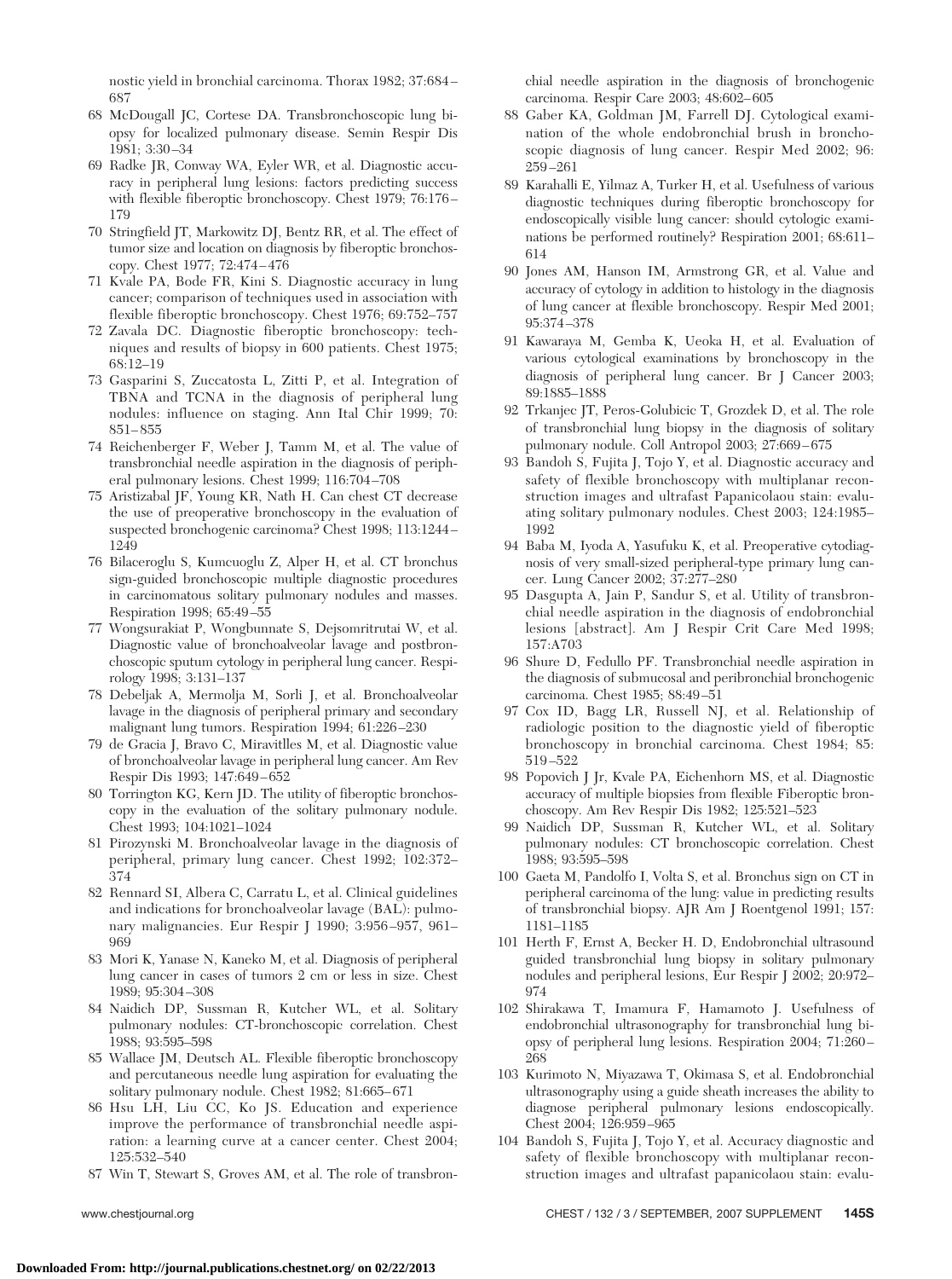nostic yield in bronchial carcinoma. Thorax 1982; 37:684–687

68 McDougall JC, Cortese DA. Transbronchoscopic lung biopsy for localized pulmonary disease. Semin Respir Dis 1981; 3:30–34

69 Radke JR, Conway WA, Eyler WR, et al. Diagnostic accuracy in peripheral lung lesions: factors predicting success with flexible fiberoptic bronchoscopy. Chest 1979; 76:176–179

70 Stringfield JT, Markowitz DJ, Bentz RR, et al. The effect of tumor size and location on diagnosis by fiberoptic bronchoscopy. Chest 1977; 72:474–476

71 Kvale PA, Bode FR, Kini S. Diagnostic accuracy in lung cancer; comparison of techniques used in association with flexible fiberoptic bronchoscopy. Chest 1976; 69:752–757

72 Zavala DC. Diagnostic fiberoptic bronchoscopy: techniques and results of biopsy in 600 patients. Chest 1975; 68:12–19

73 Gasparini S, Zuccatosta L, Zitti P, et al. Integration of TBNA and TCNA in the diagnosis of peripheral lung nodules: influence on staging. Ann Ital Chir 1999; 70: 851–855

74 Reichenberger F, Weber J, Tamm M, et al. The value of transbronchial needle aspiration in the diagnosis of peripheral pulmonary lesions. Chest 1999; 116:704–708

75 Aristizabal JF, Young KR, Nath H. Can chest CT decrease the use of preoperative bronchoscopy in the evaluation of suspected bronchogenic carcinoma? Chest 1998; 113:1244–1249

76 Bilaceroglu S, Kumcuoglu Z, Alper H, et al. CT bronchus sign-guided bronchoscopic multiple diagnostic procedures in carcinomatous solitary pulmonary nodules and masses. Respiration 1998; 65:49–55

77 Wongsurakiat P, Wongbunnate S, Dejsomritrutai W, et al. Diagnostic value of bronchoalveolar lavage and postbronchoscopic sputum cytology in peripheral lung cancer. Respirology 1998; 3:131–137

78 Debeljak A, Mermolja M, Sorli J, et al. Bronchoalveolar lavage in the diagnosis of peripheral primary and secondary malignant lung tumors. Respiration 1994; 61:226–230

79 de Gracia J, Bravo C, Miravitlles M, et al. Diagnostic value of bronchoalveolar lavage in peripheral lung cancer. Am Rev Respir Dis 1993; 147:649–652

80 Torrington KG, Kern JD. The utility of fiberoptic bronchoscopy in the evaluation of the solitary pulmonary nodule. Chest 1993; 104:1021–1024

81 Pirozynski M. Bronchoalveolar lavage in the diagnosis of peripheral, primary lung cancer. Chest 1992; 102:372–374

82 Rennard SI, Albera C, Carratu L, et al. Clinical guidelines and indications for bronchoalveolar lavage (BAL): pulmonary malignancies. Eur Respir J 1990; 3:956–957, 961–969

83 Mori K, Yanase N, Kaneko M, et al. Diagnosis of peripheral lung cancer in cases of tumors 2 cm or less in size. Chest 1989; 95:304–308

84 Naidich DP, Sussman R, Kutcher WL, et al. Solitary pulmonary nodules: CT-bronchoscopic correlation. Chest 1988; 93:595–598

85 Wallace JM, Deutsch AL. Flexible fiberoptic bronchoscopy and percutaneous needle lung aspiration for evaluating the solitary pulmonary nodule. Chest 1982; 81:665–671

86 Hsu LH, Liu CC, Ko JS. Education and experience improve the performance of transbronchial needle aspiration: a learning curve at a cancer center. Chest 2004; 125:532–540

87 Win T, Stewart S, Groves AM, et al. The role of transbronchial needle aspiration in the diagnosis of bronchogenic carcinoma. Respir Care 2003; 48:602–605

88 Gaber KA, Goldman JM, Farrell DJ. Cytological examination of the whole endobronchial brush in bronchoscopic diagnosis of lung cancer. Respir Med 2002; 96: 259–261

89 Karahalli E, Yilmaz A, Turker H, et al. Usefulness of various diagnostic techniques during fiberoptic bronchoscopy for endoscopically visible lung cancer: should cytologic examinations be performed routinely? Respiration 2001; 68:611–614

90 Jones AM, Hanson IM, Armstrong GR, et al. Value and accuracy of cytology in addition to histology in the diagnosis of lung cancer at flexible bronchoscopy. Respir Med 2001; 95:374–378

91 Kawaraya M, Gemba K, Ueoka H, et al. Evaluation of various cytological examinations by bronchoscopy in the diagnosis of peripheral lung cancer. Br J Cancer 2003; 89:1885–1888

92 Trkanjec JT, Peros-Golubicic T, Grozdek D, et al. The role of transbronchial lung biopsy in the diagnosis of solitary pulmonary nodule. Coll Antropol 2003; 27:669–675

93 Bandoh S, Fujita J, Tojo Y, et al. Diagnostic accuracy and safety of flexible bronchoscopy with multiplanar reconstruction images and ultrafast Papanicolaou stain: evaluating solitary pulmonary nodules. Chest 2003; 124:1985–1992

94 Baba M, Iyoda A, Yasufuku K, et al. Preoperative cytodiagnosis of very small-sized peripheral-type primary lung cancer. Lung Cancer 2002; 37:277–280

95 Dasgupta A, Jain P, Sandur S, et al. Utility of transbronchial needle aspiration in the diagnosis of endobronchial lesions [abstract]. Am J Respir Crit Care Med 1998; 157:A703

96 Shure D, Fedullo PF. Transbronchial needle aspiration in the diagnosis of submucosal and peribronchial bronchogenic carcinoma. Chest 1985; 88:49–51

97 Cox ID, Bagg LR, Russell NJ, et al. Relationship of radiologic position to the diagnostic yield of fiberoptic bronchoscopy in bronchial carcinoma. Chest 1984; 85: 519–522

98 Popovich J Jr, Kvale PA, Eichenhorn MS, et al. Diagnostic accuracy of multiple biopsies from flexible Fiberoptic bronchoscopy. Am Rev Respir Dis 1982; 125:521–523

99 Naidich DP, Sussman R, Kutcher WL, et al. Solitary pulmonary nodules: CT bronchoscopic correlation. Chest 1988; 93:595–598

100 Gaeta M, Pandolfo I, Volta S, et al. Bronchus sign on CT in peripheral carcinoma of the lung: value in predicting results of transbronchial biopsy. AJR Am J Roentgenol 1991; 157: 1181–1185

101 Herth F, Ernst A, Becker H. D, Endobronchial ultrasound guided transbronchial lung biopsy in solitary pulmonary nodules and peripheral lesions, Eur Respir J 2002; 20:972–974

102 Shirakawa T, Imamura F, Hamamoto J. Usefulness of endobronchial ultrasonography for transbronchial lung biopsy of peripheral lung lesions. Respiration 2004; 71:260–268

103 Kurimoto N, Miyazawa T, Okimasa S, et al. Endobronchial ultrasonography using a guide sheath increases the ability to diagnose peripheral pulmonary lesions endoscopically. Chest 2004; 126:959–965

104 Bandoh S, Fujita J, Tojo Y, et al. Accuracy diagnostic and safety of flexible bronchoscopy with multiplanar reconstruction images and ultrafast papanicolaou stain: evalu-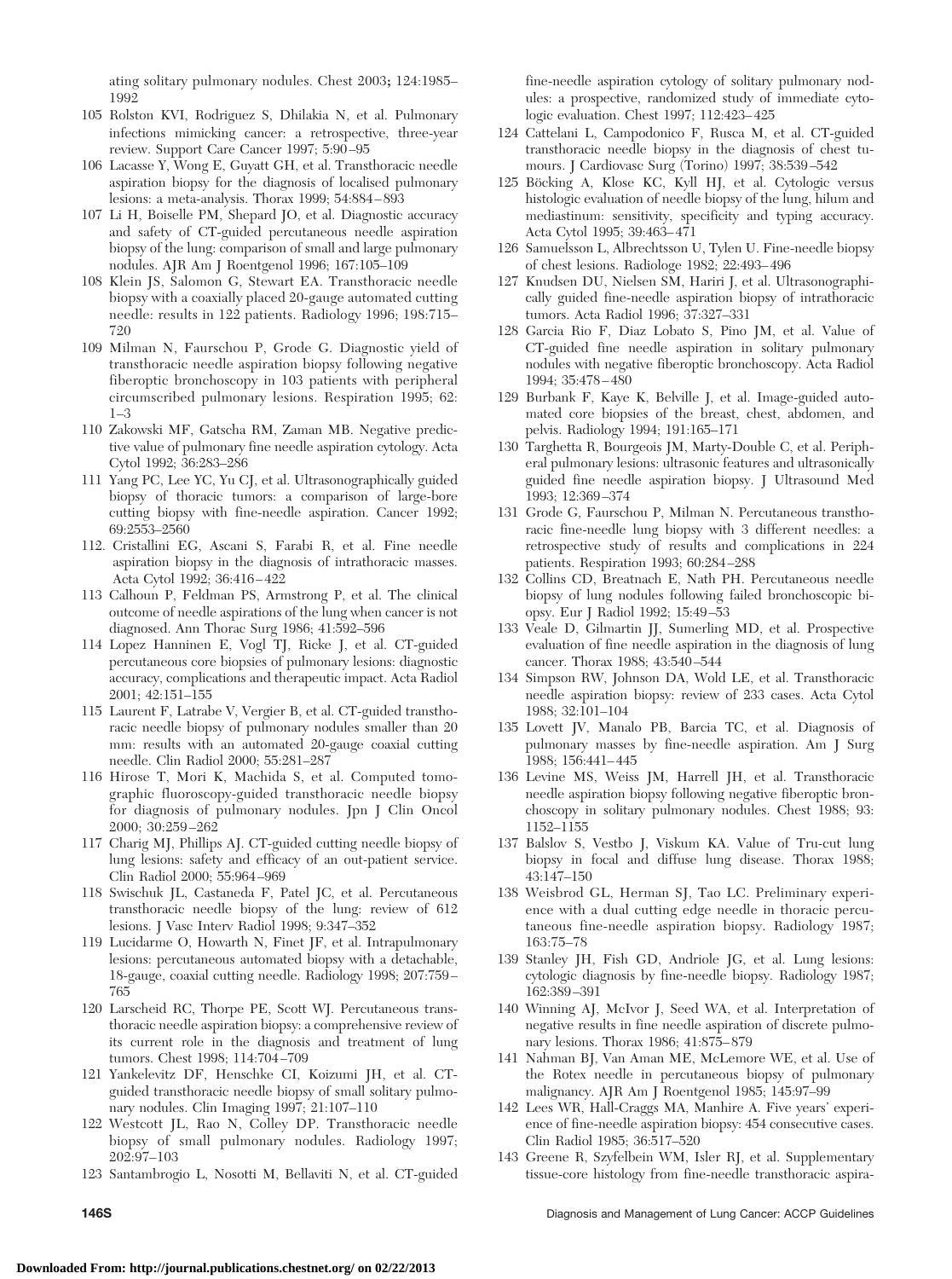ating solitary pulmonary nodules. Chest 2003; 124:1985–1992

105 Rolston KVI, Rodriguez S, Dhilakia N, et al. Pulmonary infections mimicking cancer: a retrospective, three-year review. Support Care Cancer 1997; 5:90–95

106 Lacasse Y, Wong E, Guyatt GH, et al. Transthoracic needle aspiration biopsy for the diagnosis of localised pulmonary lesions: a meta-analysis. Thorax 1999; 54:884–893

107 Li H, Boiselle PM, Shepard JO, et al. Diagnostic accuracy and safety of CT-guided percutaneous needle aspiration biopsy of the lung: comparison of small and large pulmonary nodules. AJR Am J Roentgenol 1996; 167:105–109

108 Klein JS, Salomon G, Stewart EA. Transthoracic needle biopsy with a coaxially placed 20-gauge automated cutting needle: results in 122 patients. Radiology 1996; 198:715–720

109 Milman N, Faurschou P, Grode G. Diagnostic yield of transthoracic needle aspiration biopsy following negative fiberoptic bronchoscopy in 103 patients with peripheral circumscribed pulmonary lesions. Respiration 1995; 62:1–3

110 Zakowski MF, Gatscha RM, Zaman MB. Negative predictive value of pulmonary fine needle aspiration cytology. Acta Cytol 1992; 36:283–286

111 Yang PC, Lee YC, Yu CJ, et al. Ultrasonographically guided biopsy of thoracic tumors: a comparison of large-bore cutting biopsy with fine-needle aspiration. Cancer 1992; 69:2553–2560

112. Cristallini EG, Ascani S, Farabi R, et al. Fine needle aspiration biopsy in the diagnosis of intrathoracic masses. Acta Cytol 1992; 36:416–422

113 Calhoun P, Feldman PS, Armstrong P, et al. The clinical outcome of needle aspirations of the lung when cancer is not diagnosed. Ann Thorac Surg 1986; 41:592–596

114 Lopez Hanninen E, Vogl TJ, Ricke J, et al. CT-guided percutaneous core biopsies of pulmonary lesions: diagnostic accuracy, complications and therapeutic impact. Acta Radiol 2001; 42:151–155

115 Laurent F, Latrabe V, Vergier B, et al. CT-guided transthoracic needle biopsy of pulmonary nodules smaller than 20 mm: results with an automated 20-gauge coaxial cutting needle. Clin Radiol 2000; 55:281–287

116 Hirose T, Mori K, Machida S, et al. Computed tomographic fluoroscopy-guided transthoracic needle biopsy for diagnosis of pulmonary nodules. Jpn J Clin Oncol 2000; 30:259–262

117 Charig MJ, Phillips AJ. CT-guided cutting needle biopsy of lung lesions: safety and efficacy of an out-patient service. Clin Radiol 2000; 55:964–969

118 Swischuk JL, Castaneda F, Patel JC, et al. Percutaneous transthoracic needle biopsy of the lung: review of 612 lesions. J Vasc Interv Radiol 1998; 9:347–352

119 Lucidarme O, Howarth N, Finet JF, et al. Intrapulmonary lesions: percutaneous automated biopsy with a detachable, 18-gauge, coaxial cutting needle. Radiology 1998; 207:759–765

120 Larscheid RC, Thorpe PE, Scott WJ. Percutaneous transthoracic needle aspiration biopsy: a comprehensive review of its current role in the diagnosis and treatment of lung tumors. Chest 1998; 114:704–709

121 Yankelevitz DF, Henschke CI, Koizumi JH, et al. CT-guided transthoracic needle biopsy of small solitary pulmonary nodules. Clin Imaging 1997; 21:107–110

122 Westcott JL, Rao N, Colley DP. Transthoracic needle biopsy of small pulmonary nodules. Radiology 1997; 202:97–103

123 Santambrogio L, Nosotti M, Bellaviti N, et al. CT-guided fine-needle aspiration cytology of solitary pulmonary nodules: a prospective, randomized study of immediate cytologic evaluation. Chest 1997; 112:423–425

124 Cattelani L, Campodonico F, Rusca M, et al. CT-guided transthoracic needle biopsy in the diagnosis of chest tumours. J Cardiovasc Surg (Torino) 1997; 38:539–542

125 Böcking A, Klose KC, Kyll HJ, et al. Cytologic versus histologic evaluation of needle biopsy of the lung, hilum and mediastinum: sensitivity, specificity and typing accuracy. Acta Cytol 1995; 39:463–471

126 Samuelsson L, Albrechtsson U, Tylen U. Fine-needle biopsy of chest lesions. Radiologe 1982; 22:493–496

127 Knudsen DU, Nielsen SM, Hariri J, et al. Ultrasonographically guided fine-needle aspiration biopsy of intrathoracic tumors. Acta Radiol 1996; 37:327–331

128 Garcia Rio F, Diaz Lobato S, Pino JM, et al. Value of CT-guided fine needle aspiration in solitary pulmonary nodules with negative fiberoptic bronchoscopy. Acta Radiol 1994; 35:478–480

129 Burbank F, Kaye K, Belville J, et al. Image-guided automated core biopsies of the breast, chest, abdomen, and pelvis. Radiology 1994; 191:165–171

130 Targhetta R, Bourgeois JM, Marty-Double C, et al. Peripheral pulmonary lesions: ultrasonic features and ultrasonically guided fine needle aspiration biopsy. J Ultrasound Med 1993; 12:369–374

131 Grode G, Faurschou P, Milman N. Percutaneous transthoracic fine-needle lung biopsy with 3 different needles: a retrospective study of results and complications in 224 patients. Respiration 1993; 60:284–288

132 Collins CD, Breatnach E, Nath PH. Percutaneous needle biopsy of lung nodules following failed bronchoscopic biopsy. Eur J Radiol 1992; 15:49–53

133 Veale D, Gilmartin JJ, Sumerling MD, et al. Prospective evaluation of fine needle aspiration in the diagnosis of lung cancer. Thorax 1988; 43:540–544

134 Simpson RW, Johnson DA, Wold LE, et al. Transthoracic needle aspiration biopsy: review of 233 cases. Acta Cytol 1988; 32:101–104

135 Lovett JV, Manalo PB, Barcia TC, et al. Diagnosis of pulmonary masses by fine-needle aspiration. Am J Surg 1988; 156:441–445

136 Levine MS, Weiss JM, Harrell JH, et al. Transthoracic needle aspiration biopsy following negative fiberoptic bronchoscopy in solitary pulmonary nodules. Chest 1988; 93:1152–1155

137 Balslov S, Vestbo J, Viskum KA. Value of Tru-cut lung biopsy in focal and diffuse lung disease. Thorax 1988; 43:147–150

138 Weisbrod GL, Herman SJ, Tao LC. Preliminary experience with a dual cutting edge needle in thoracic percutaneous fine-needle aspiration biopsy. Radiology 1987; 163:75–78

139 Stanley JH, Fish GD, Andriole JG, et al. Lung lesions: cytologic diagnosis by fine-needle biopsy. Radiology 1987; 162:389–391

140 Winning AJ, McIvor J, Seed WA, et al. Interpretation of negative results in fine needle aspiration of discrete pulmonary lesions. Thorax 1986; 41:875–879

141 Nahman BJ, Van Aman ME, McLemore WE, et al. Use of the Rotex needle in percutaneous biopsy of pulmonary malignancy. AJR Am J Roentgenol 1985; 145:97–99

142 Lees WR, Hall-Craggs MA, Manhire A. Five years' experience of fine-needle aspiration biopsy: 454 consecutive cases. Clin Radiol 1985; 36:517–520

143 Greene R, Szyfelbein WM, Isler RJ, et al. Supplementary tissue-core histology from fine-needle transthoracic aspira-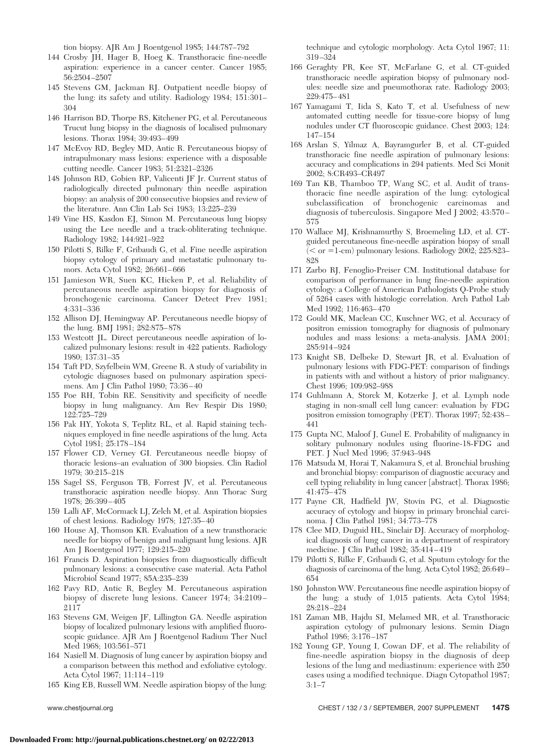tion biopsy. AJR Am J Roentgenol 1985; 144:787–792

144 Crosby JH, Hager B, Hoeg K. Transthoracic fine-needle aspiration: experience in a cancer center. Cancer 1985; 56:2504–2507

145 Stevens GM, Jackman RJ. Outpatient needle biopsy of the lung: its safety and utility. Radiology 1984; 151:301–304

146 Harrison BD, Thorpe RS, Kitchener PG, et al. Percutaneous Trucut lung biopsy in the diagnosis of localised pulmonary lesions. Thorax 1984; 39:493–499

147 McEvoy RD, Begley MD, Antic R. Percutaneous biopsy of intrapulmonary mass lesions: experience with a disposable cutting needle. Cancer 1983; 51:2321–2326

148 Johnson RD, Gobien RP, Valicenti JF Jr. Current status of radiologically directed pulmonary thin needle aspiration biopsy: an analysis of 200 consecutive biopsies and review of the literature. Ann Clin Lab Sci 1983; 13:225–239

149 Vine HS, Kasdon EJ, Simon M. Percutaneous lung biopsy using the Lee needle and a track-obliterating technique. Radiology 1982; 144:921–922

150 Pilotti S, Rilke F, Gribaudi G, et al. Fine needle aspiration biopsy cytology of primary and metastatic pulmonary tumors. Acta Cytol 1982; 26:661–666

151 Jamieson WR, Suen KC, Hicken P, et al. Reliability of percutaneous needle aspiration biopsy for diagnosis of bronchogenic carcinoma. Cancer Detect Prev 1981; 4:331–336

152 Allison DJ, Hemingway AP. Percutaneous needle biopsy of the lung. BMJ 1981; 282:875–878

153 Westcott JL. Direct percutaneous needle aspiration of localized pulmonary lesions: result in 422 patients. Radiology 1980; 137:31–35

154 Taft PD, Szyfelbein WM, Greene R. A study of variability in cytologic diagnoses based on pulmonary aspiration specimens. Am J Clin Pathol 1980; 73:36–40

155 Poe RH, Tobin RE. Sensitivity and specificity of needle biopsy in lung malignancy. Am Rev Respir Dis 1980; 122:725–729

156 Pak HY, Yokota S, Teplitz RL, et al. Rapid staining techniques employed in fine needle aspirations of the lung. Acta Cytol 1981; 25:178–184

157 Flower CD, Verney GI. Percutaneous needle biopsy of thoracic lesions–an evaluation of 300 biopsies. Clin Radiol 1979; 30:215–218

158 Sagel SS, Ferguson TB, Forrest JV, et al. Percutaneous transthoracic aspiration needle biopsy. Ann Thorac Surg 1978; 26:399–405

159 Lalli AF, McCormack LJ, Zelch M, et al. Aspiration biopsies of chest lesions. Radiology 1978; 127:35–40

160 House AJ, Thomson KR. Evaluation of a new transthoracic needle for biopsy of benign and malignant lung lesions. AJR Am J Roentgenol 1977; 129:215–220

161 Francis D. Aspiration biopsies from diagnostically difficult pulmonary lesions: a consecutive case material. Acta Pathol Microbiol Scand 1977; 85A:235–239

162 Pavy RD, Antic R, Begley M. Percutaneous aspiration biopsy of discrete lung lesions. Cancer 1974; 34:2109–2117

163 Stevens GM, Weigen JF, Lillington GA. Needle aspiration biopsy of localized pulmonary lesions with amplified fluoroscopic guidance. AJR Am J Roentgenol Radium Ther Nucl Med 1968; 103:561–571

164 Nasiell M. Diagnosis of lung cancer by aspiration biopsy and a comparison between this method and exfoliative cytology. Acta Cytol 1967; 11:114–119

165 King EB, Russell WM. Needle aspiration biopsy of the lung: technique and cytologic morphology. Acta Cytol 1967; 11: 319–324

166 Geraghty PR, Kee ST, McFarlane G, et al. CT-guided transthoracic needle aspiration biopsy of pulmonary nodules: needle size and pneumothorax rate. Radiology 2003; 229:475–481

167 Yamagami T, Iida S, Kato T, et al. Usefulness of new automated cutting needle for tissue-core biopsy of lung nodules under CT fluoroscopic guidance. Chest 2003; 124: 147–154

168 Arslan S, Yilmaz A, Bayramgurler B, et al. CT-guided transthoracic fine needle aspiration of pulmonary lesions: accuracy and complications in 294 patients. Med Sci Monit 2002; 8:CR493–CR497

169 Tan KB, Thamboo TP, Wang SC, et al. Audit of transthoracic fine needle aspiration of the lung: cytological subclassification of bronchogenic carcinomas and diagnosis of tuberculosis. Singapore Med J 2002; 43:570–575

170 Wallace MJ, Krishnamurthy S, Broemeling LD, et al. CT-guided percutaneous fine-needle aspiration biopsy of small (< or =1-cm) pulmonary lesions. Radiology 2002; 225:823–828

171 Zarbo RJ, Fenoglio-Preiser CM. Institutional database for comparison of performance in lung fine-needle aspiration cytology: a College of American Pathologists Q-Probe study of 5264 cases with histologic correlation. Arch Pathol Lab Med 1992; 116:463–470

172 Gould MK, Maclean CC, Kuschner WG, et al. Accuracy of positron emission tomography for diagnosis of pulmonary nodules and mass lesions: a meta-analysis. JAMA 2001; 285:914–924

173 Knight SB, Delbeke D, Stewart JR, et al. Evaluation of pulmonary lesions with FDG-PET: comparison of findings in patients with and without a history of prior malignancy. Chest 1996; 109:982–988

174 Guhlmann A, Storck M, Kotzerke J, et al. Lymph node staging in non-small cell lung cancer: evaluation by FDG positron emission tomography (PET). Thorax 1997; 52:438–441

175 Gupta NC, Maloof J, Gunel E. Probability of malignancy in solitary pulmonary nodules using fluorine-18-FDG and PET. J Nucl Med 1996; 37:943–948

176 Matsuda M, Horai T, Nakamura S, et al. Bronchial brushing and bronchial biopsy: comparison of diagnostic accuracy and cell typing reliability in lung cancer [abstract]. Thorax 1986; 41:475–478

177 Payne CR, Hadfield JW, Stovin PG, et al. Diagnostic accuracy of cytology and biopsy in primary bronchial carcinoma. J Clin Pathol 1981; 34:773–778

178 Clee MD, Duguid HL, Sinclair DJ. Accuracy of morphological diagnosis of lung cancer in a department of respiratory medicine. J Clin Pathol 1982; 35:414–419

179 Pilotti S, Rilke F, Gribaudi G, et al. Sputum cytology for the diagnosis of carcinoma of the lung. Acta Cytol 1982; 26:649–654

180 Johnston WW. Percutaneous fine needle aspiration biopsy of the lung: a study of 1,015 patients. Acta Cytol 1984; 28:218–224

181 Zaman MB, Hajdu SI, Melamed MR, et al. Transthoracic aspiration cytology of pulmonary lesions. Semin Diagn Pathol 1986; 3:176–187

182 Young GP, Young I, Cowan DF, et al. The reliability of fine-needle aspiration biopsy in the diagnosis of deep lesions of the lung and mediastinum: experience with 250 cases using a modified technique. Diagn Cytopathol 1987; 3:1–7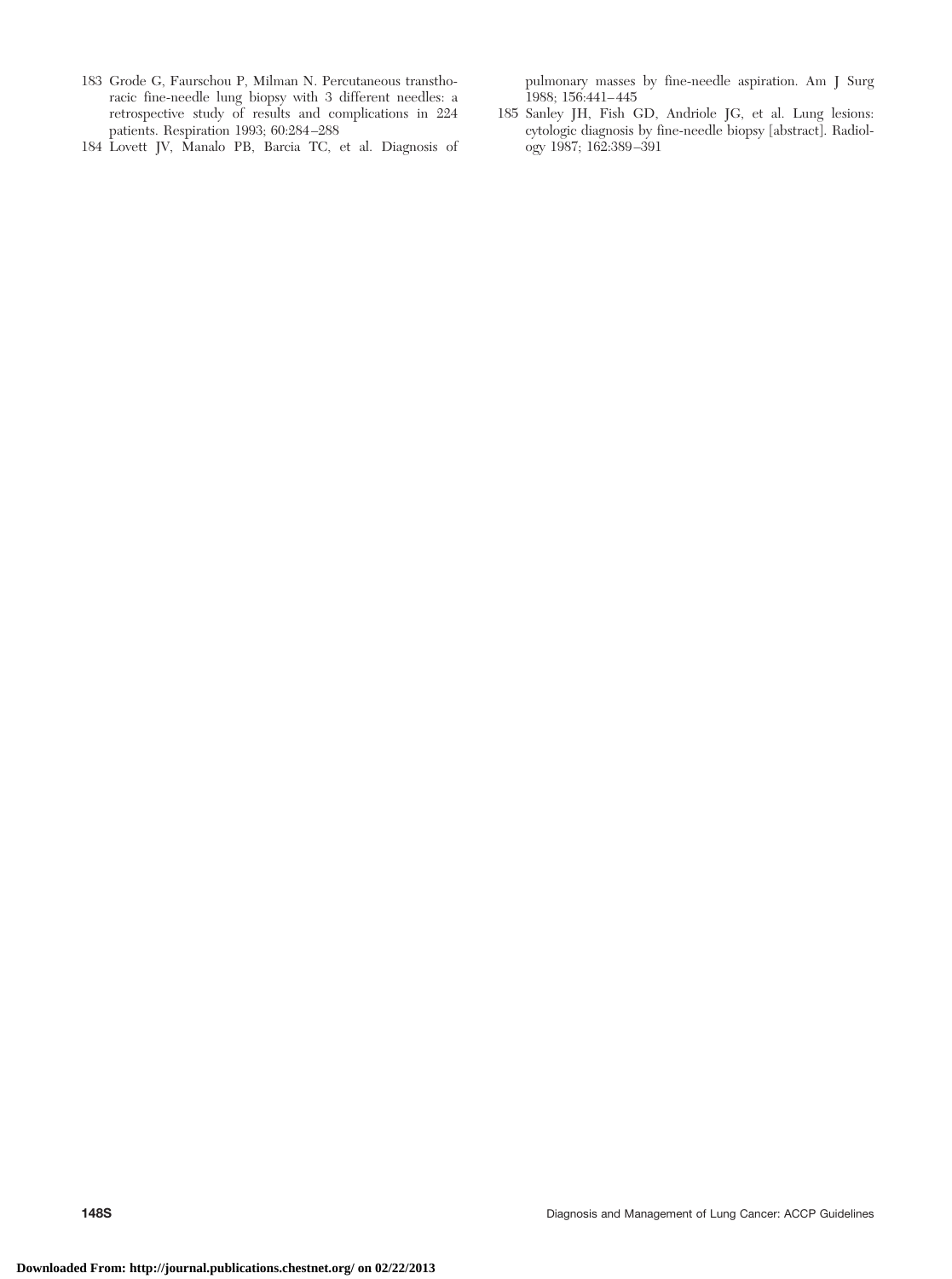183 Grode G, Faurschou P, Milman N. Percutaneous transthoracic fine-needle lung biopsy with 3 different needles: a retrospective study of results and complications in 224 patients. Respiration 1993; 60:284–288

184 Lovett JV, Manalo PB, Barcia TC, et al. Diagnosis of pulmonary masses by fine-needle aspiration. Am J Surg 1988; 156:441–445

185 Sanley JH, Fish GD, Andriole JG, et al. Lung lesions: cytologic diagnosis by fine-needle biopsy [abstract]. Radiology 1987; 162:389–391